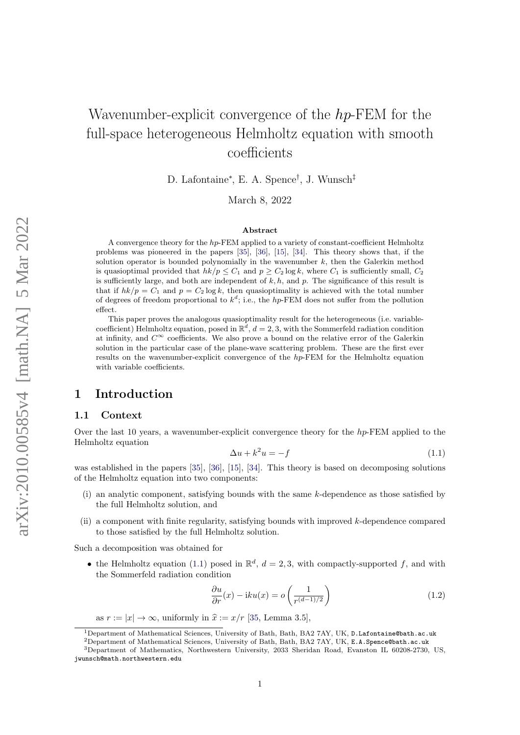# Wavenumber-explicit convergence of the $hp$-FEM for the full-space heterogeneous Helmholtz equation with smooth coefficients

D. Lafontaine[*], E. A. Spence[†], J. Wunsch[‡]

March 8, 2022

## Abstract

A convergence theory for the $hp$-FEM applied to a variety of constant-coefficient Helmholtz problems was pioneered in the papers [35], [36], [15], [34]. This theory shows that, if the solution operator is bounded polynomially in the wavenumber $k$, then the Galerkin method is quasioptimal provided that $hk/p \leq C_1$ and $p \geq C_2 \log k$, where $C_1$ is sufficiently small, $C_2$ is sufficiently large, and both are independent of $k, h$, and $p$. The significance of this result is that if $hk/p = C_1$ and $p = C_2 \log k$, then quasioptimality is achieved with the total number of degrees of freedom proportional to $k^d$; i.e., the $hp$-FEM does not suffer from the pollution effect.

This paper proves the analogous quasioptimality result for the heterogeneous (i.e. variable-coefficient) Helmholtz equation, posed in $\mathbb{R}^d$, $d = 2, 3$, with the Sommerfeld radiation condition at infinity, and $C^\infty$ coefficients. We also prove a bound on the relative error of the Galerkin solution in the particular case of the plane-wave scattering problem. These are the first ever results on the wavenumber-explicit convergence of the $hp$-FEM for the Helmholtz equation with variable coefficients.

## 1 Introduction

### 1.1 Context

Over the last 10 years, a wavenumber-explicit convergence theory for the $hp$-FEM applied to the Helmholtz equation

$$\Delta u + k^2 u = -f \tag{1.1}$$

was established in the papers [35], [36], [15], [34]. This theory is based on decomposing solutions of the Helmholtz equation into two components:

(i) an analytic component, satisfying bounds with the same $k$-dependence as those satisfied by the full Helmholtz solution, and

(ii) a component with finite regularity, satisfying bounds with improved $k$-dependence compared to those satisfied by the full Helmholtz solution.

Such a decomposition was obtained for

- the Helmholtz equation (1.1) posed in $\mathbb{R}^d$, $d = 2, 3$, with compactly-supported $f$, and with the Sommerfeld radiation condition

$$\frac{\partial u}{\partial r}(x) - \mathrm{i}ku(x) = o\left(\frac{1}{r^{(d-1)/2}}\right) \tag{1.2}$$

as $r := |x| \to \infty$, uniformly in $\widehat{x} := x/r$ [35, Lemma 3.5],

---

[1] Department of Mathematical Sciences, University of Bath, Bath, BA2 7AY, UK, D.Lafontaine@bath.ac.uk

[2] Department of Mathematical Sciences, University of Bath, Bath, BA2 7AY, UK, E.A.Spence@bath.ac.uk

[3] Department of Mathematics, Northwestern University, 2033 Sheridan Road, Evanston IL 60208-2730, US, jwunsch@math.northwestern.edu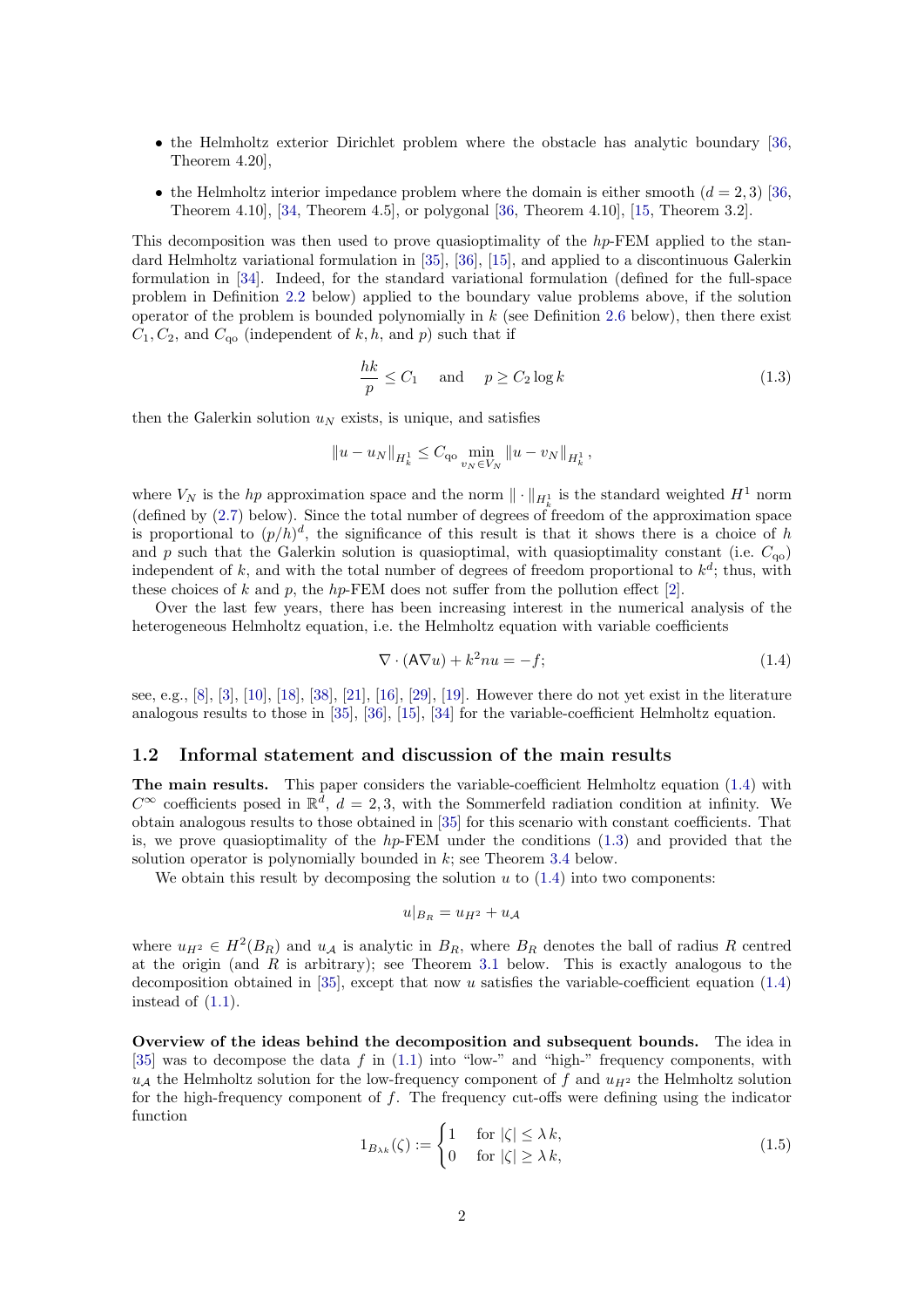- the Helmholtz exterior Dirichlet problem where the obstacle has analytic boundary [36, Theorem 4.20],
- the Helmholtz interior impedance problem where the domain is either smooth ($d = 2, 3$) [36, Theorem 4.10], [34, Theorem 4.5], or polygonal [36, Theorem 4.10], [15, Theorem 3.2].

This decomposition was then used to prove quasioptimality of the $hp$-FEM applied to the standard Helmholtz variational formulation in [35], [36], [15], and applied to a discontinuous Galerkin formulation in [34]. Indeed, for the standard variational formulation (defined for the full-space problem in Definition 2.2 below) applied to the boundary value problems above, if the solution operator of the problem is bounded polynomially in $k$ (see Definition 2.6 below), then there exist $C_1, C_2$, and $C_{\rm qo}$ (independent of $k, h$, and $p$) such that if

$$\frac{hk}{p} \leq C_1 \quad \text{and} \quad p \geq C_2 \log k \tag{1.3}$$

then the Galerkin solution $u_N$ exists, is unique, and satisfies

$$\|u - u_N\|_{H^1_k} \leq C_{\rm qo} \min_{v_N \in V_N} \|u - v_N\|_{H^1_k},$$

where $V_N$ is the $hp$ approximation space and the norm $\|\cdot\|_{H^1_k}$ is the standard weighted $H^1$ norm (defined by (2.7) below). Since the total number of degrees of freedom of the approximation space is proportional to $(p/h)^d$, the significance of this result is that it shows there is a choice of $h$ and $p$ such that the Galerkin solution is quasioptimal, with quasioptimality constant (i.e. $C_{\rm qo}$) independent of $k$, and with the total number of degrees of freedom proportional to $k^d$; thus, with these choices of $k$ and $p$, the $hp$-FEM does not suffer from the pollution effect [2].

Over the last few years, there has been increasing interest in the numerical analysis of the heterogeneous Helmholtz equation, i.e. the Helmholtz equation with variable coefficients

$$\nabla \cdot (\mathsf{A}\nabla u) + k^2 n u = -f; \tag{1.4}$$

see, e.g., [8], [3], [10], [18], [38], [21], [16], [29], [19]. However there do not yet exist in the literature analogous results to those in [35], [36], [15], [34] for the variable-coefficient Helmholtz equation.

## 1.2 Informal statement and discussion of the main results

**The main results.** This paper considers the variable-coefficient Helmholtz equation (1.4) with $C^\infty$ coefficients posed in $\mathbb{R}^d$, $d = 2, 3$, with the Sommerfeld radiation condition at infinity. We obtain analogous results to those obtained in [35] for this scenario with constant coefficients. That is, we prove quasioptimality of the $hp$-FEM under the conditions (1.3) and provided that the solution operator is polynomially bounded in $k$; see Theorem 3.4 below.

We obtain this result by decomposing the solution $u$ to (1.4) into two components:

$$u|_{B_R} = u_{H^2} + u_{\mathcal{A}}$$

where $u_{H^2} \in H^2(B_R)$ and $u_{\mathcal{A}}$ is analytic in $B_R$, where $B_R$ denotes the ball of radius $R$ centred at the origin (and $R$ is arbitrary); see Theorem 3.1 below. This is exactly analogous to the decomposition obtained in [35], except that now $u$ satisfies the variable-coefficient equation (1.4) instead of (1.1).

**Overview of the ideas behind the decomposition and subsequent bounds.** The idea in [35] was to decompose the data $f$ in (1.1) into "low-" and "high-" frequency components, with $u_{\mathcal{A}}$ the Helmholtz solution for the low-frequency component of $f$ and $u_{H^2}$ the Helmholtz solution for the high-frequency component of $f$. The frequency cut-offs were defining using the indicator function

$$1_{B_{\lambda k}}(\zeta) := \begin{cases} 1 & \text{for } |\zeta| \leq \lambda\, k, \\ 0 & \text{for } |\zeta| \geq \lambda\, k, \end{cases} \tag{1.5}$$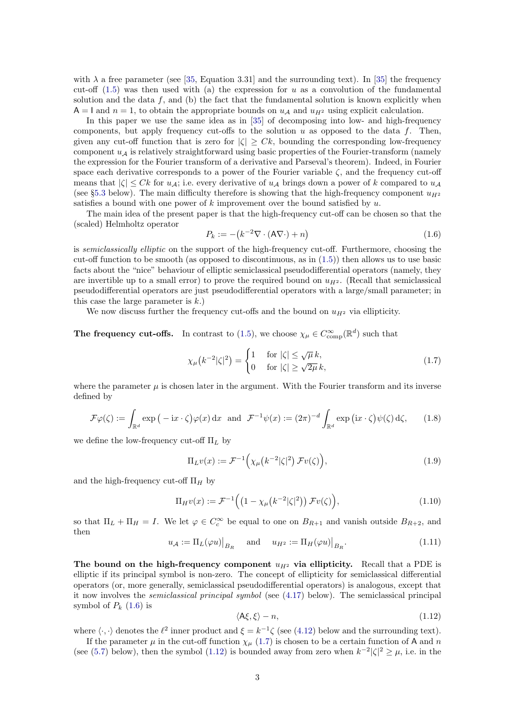with $\lambda$ a free parameter (see [35, Equation 3.31] and the surrounding text). In [35] the frequency cut-off (1.5) was then used with (a) the expression for $u$ as a convolution of the fundamental solution and the data $f$, and (b) the fact that the fundamental solution is known explicitly when $\mathsf{A} = \mathsf{I}$ and $n = 1$, to obtain the appropriate bounds on $u_{\mathcal{A}}$ and $u_{H^2}$ using explicit calculation.

In this paper we use the same idea as in [35] of decomposing into low- and high-frequency components, but apply frequency cut-offs to the solution $u$ as opposed to the data $f$. Then, given any cut-off function that is zero for $|\zeta| \geq Ck$, bounding the corresponding low-frequency component $u_{\mathcal{A}}$ is relatively straightforward using basic properties of the Fourier-transform (namely the expression for the Fourier transform of a derivative and Parseval's theorem). Indeed, in Fourier space each derivative corresponds to a power of the Fourier variable $\zeta$, and the frequency cut-off means that $|\zeta| \leq Ck$ for $u_{\mathcal{A}}$; i.e. every derivative of $u_{\mathcal{A}}$ brings down a power of $k$ compared to $u_{\mathcal{A}}$ (see §5.3 below). The main difficulty therefore is showing that the high-frequency component $u_{H^2}$ satisfies a bound with one power of $k$ improvement over the bound satisfied by $u$.

The main idea of the present paper is that the high-frequency cut-off can be chosen so that the (scaled) Helmholtz operator

$$P_k := -\big(k^{-2}\nabla \cdot (\mathsf{A}\nabla \cdot) + n\big) \tag{1.6}$$

is *semiclassically elliptic* on the support of the high-frequency cut-off. Furthermore, choosing the cut-off function to be smooth (as opposed to discontinuous, as in (1.5)) then allows us to use basic facts about the "nice" behaviour of elliptic semiclassical pseudodifferential operators (namely, they are invertible up to a small error) to prove the required bound on $u_{H^2}$. (Recall that semiclassical pseudodifferential operators are just pseudodifferential operators with a large/small parameter; in this case the large parameter is $k$.)

We now discuss further the frequency cut-offs and the bound on $u_{H^2}$ via ellipticity.

**The frequency cut-offs.** In contrast to (1.5), we choose $\chi_\mu \in C^\infty_{\text{comp}}(\mathbb{R}^d)$ such that

$$\chi_\mu\big(k^{-2}|\zeta|^2\big) = \begin{cases} 1 & \text{for } |\zeta| \leq \sqrt{\mu}\, k, \\ 0 & \text{for } |\zeta| \geq \sqrt{2\mu}\, k, \end{cases} \tag{1.7}$$

where the parameter $\mu$ is chosen later in the argument. With the Fourier transform and its inverse defined by

$$\mathcal{F}\varphi(\zeta) := \int_{\mathbb{R}^d} \exp\big(-\mathrm{i}x\cdot\zeta\big)\varphi(x)\,\mathrm{d}x \quad \text{and} \quad \mathcal{F}^{-1}\psi(x) := (2\pi)^{-d}\int_{\mathbb{R}^d} \exp\big(\mathrm{i}x\cdot\zeta\big)\psi(\zeta)\,\mathrm{d}\zeta, \tag{1.8}$$

we define the low-frequency cut-off $\Pi_L$ by

$$\Pi_L v(x) := \mathcal{F}^{-1}\Big(\chi_\mu\big(k^{-2}|\zeta|^2\big)\,\mathcal{F}v(\zeta)\Big), \tag{1.9}$$

and the high-frequency cut-off $\Pi_H$ by

$$\Pi_H v(x) := \mathcal{F}^{-1}\Big(\big(1 - \chi_\mu\big(k^{-2}|\zeta|^2\big)\big)\,\mathcal{F}v(\zeta)\Big), \tag{1.10}$$

so that $\Pi_L + \Pi_H = I$. We let $\varphi \in C^\infty_c$ be equal to one on $B_{R+1}$ and vanish outside $B_{R+2}$, and then

$$u_{\mathcal{A}} := \Pi_L(\varphi u)\big|_{B_R} \quad \text{and} \quad u_{H^2} := \Pi_H(\varphi u)\big|_{B_R}. \tag{1.11}$$

**The bound on the high-frequency component $u_{H^2}$ via ellipticity.** Recall that a PDE is elliptic if its principal symbol is non-zero. The concept of ellipticity for semiclassical differential operators (or, more generally, semiclassical pseudodifferential operators) is analogous, except that it now involves the *semiclassical principal symbol* (see (4.17) below). The semiclassical principal symbol of $P_k$ (1.6) is

$$\langle \mathsf{A}\xi, \xi\rangle - n, \tag{1.12}$$

where $\langle\cdot,\cdot\rangle$ denotes the $\ell^2$ inner product and $\xi = k^{-1}\zeta$ (see (4.12) below and the surrounding text).

If the parameter $\mu$ in the cut-off function $\chi_\mu$ (1.7) is chosen to be a certain function of $\mathsf{A}$ and $n$ (see (5.7) below), then the symbol (1.12) is bounded away from zero when $k^{-2}|\zeta|^2 \geq \mu$, i.e. in the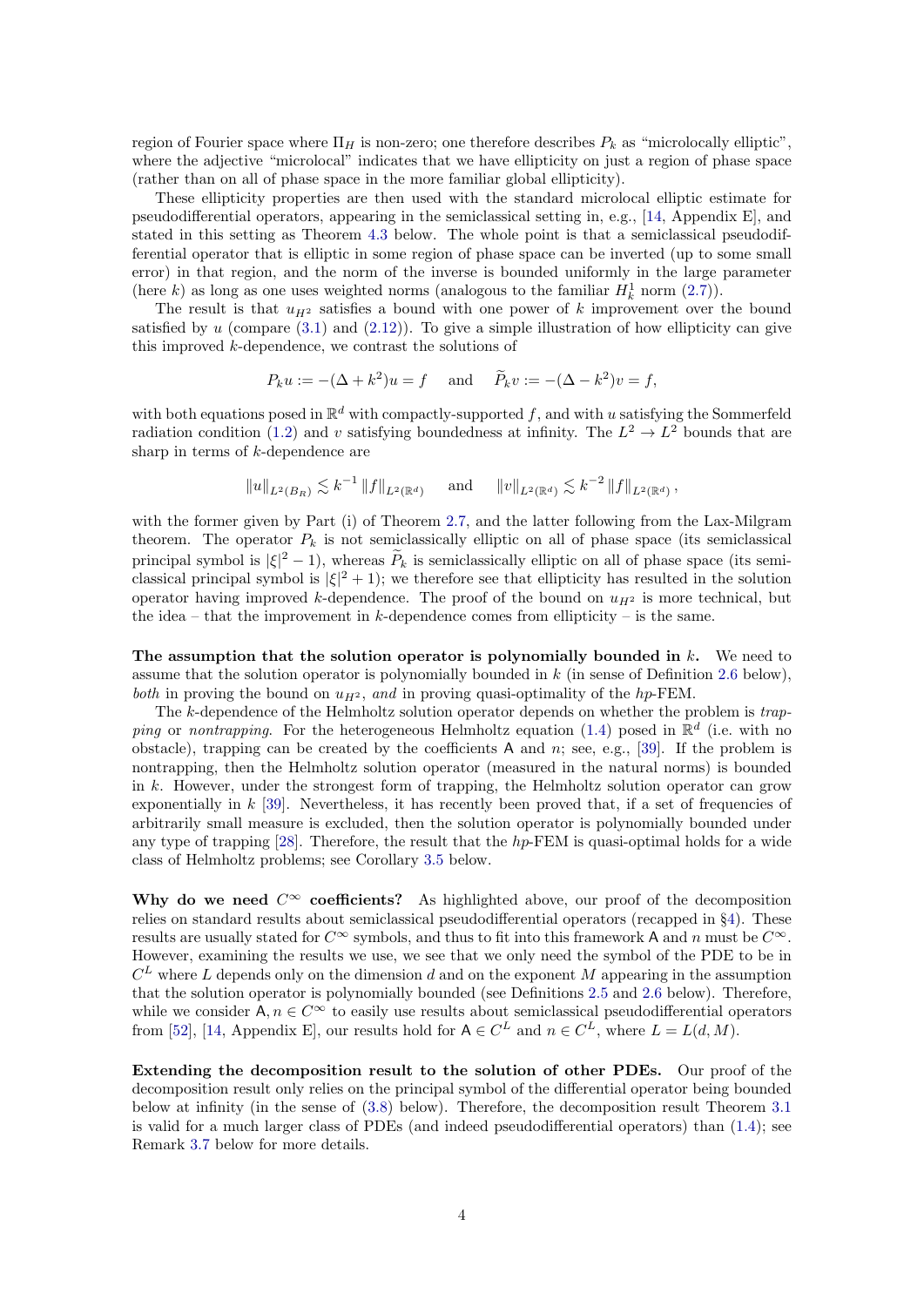region of Fourier space where $\Pi_H$ is non-zero; one therefore describes $P_k$ as "microlocally elliptic", where the adjective "microlocal" indicates that we have ellipticity on just a region of phase space (rather than on all of phase space in the more familiar global ellipticity).

These ellipticity properties are then used with the standard microlocal elliptic estimate for pseudodifferential operators, appearing in the semiclassical setting in, e.g., [14, Appendix E], and stated in this setting as Theorem 4.3 below. The whole point is that a semiclassical pseudodifferential operator that is elliptic in some region of phase space can be inverted (up to some small error) in that region, and the norm of the inverse is bounded uniformly in the large parameter (here $k$) as long as one uses weighted norms (analogous to the familiar $H^1_k$ norm (2.7)).

The result is that $u_{H^2}$ satisfies a bound with one power of $k$ improvement over the bound satisfied by $u$ (compare (3.1) and (2.12)). To give a simple illustration of how ellipticity can give this improved $k$-dependence, we contrast the solutions of

$$P_k u := -(\Delta + k^2)u = f \quad \text{ and } \quad \widetilde{P}_k v := -(\Delta - k^2)v = f,$$

with both equations posed in $\mathbb{R}^d$ with compactly-supported $f$, and with $u$ satisfying the Sommerfeld radiation condition (1.2) and $v$ satisfying boundedness at infinity. The $L^2 \to L^2$ bounds that are sharp in terms of $k$-dependence are

$$\|u\|_{L^2(B_R)} \lesssim k^{-1} \|f\|_{L^2(\mathbb{R}^d)} \quad \text{ and } \quad \|v\|_{L^2(\mathbb{R}^d)} \lesssim k^{-2} \|f\|_{L^2(\mathbb{R}^d)},$$

with the former given by Part (i) of Theorem 2.7, and the latter following from the Lax-Milgram theorem. The operator $P_k$ is not semiclassically elliptic on all of phase space (its semiclassical principal symbol is $|\xi|^2 - 1$), whereas $\widetilde{P}_k$ is semiclassically elliptic on all of phase space (its semiclassical principal symbol is $|\xi|^2 + 1$); we therefore see that ellipticity has resulted in the solution operator having improved $k$-dependence. The proof of the bound on $u_{H^2}$ is more technical, but the idea – that the improvement in $k$-dependence comes from ellipticity – is the same.

**The assumption that the solution operator is polynomially bounded in $k$.** We need to assume that the solution operator is polynomially bounded in $k$ (in sense of Definition 2.6 below), *both* in proving the bound on $u_{H^2}$, *and* in proving quasi-optimality of the *hp*-FEM.

The $k$-dependence of the Helmholtz solution operator depends on whether the problem is *trapping* or *nontrapping*. For the heterogeneous Helmholtz equation (1.4) posed in $\mathbb{R}^d$ (i.e. with no obstacle), trapping can be created by the coefficients $\mathsf{A}$ and $n$; see, e.g., [39]. If the problem is nontrapping, then the Helmholtz solution operator (measured in the natural norms) is bounded in $k$. However, under the strongest form of trapping, the Helmholtz solution operator can grow exponentially in $k$ [39]. Nevertheless, it has recently been proved that, if a set of frequencies of arbitrarily small measure is excluded, then the solution operator is polynomially bounded under any type of trapping [28]. Therefore, the result that the *hp*-FEM is quasi-optimal holds for a wide class of Helmholtz problems; see Corollary 3.5 below.

**Why do we need $C^\infty$ coefficients?** As highlighted above, our proof of the decomposition relies on standard results about semiclassical pseudodifferential operators (recapped in §4). These results are usually stated for $C^\infty$ symbols, and thus to fit into this framework $\mathsf{A}$ and $n$ must be $C^\infty$. However, examining the results we use, we see that we only need the symbol of the PDE to be in $C^L$ where $L$ depends only on the dimension $d$ and on the exponent $M$ appearing in the assumption that the solution operator is polynomially bounded (see Definitions 2.5 and 2.6 below). Therefore, while we consider $\mathsf{A}, n \in C^\infty$ to easily use results about semiclassical pseudodifferential operators from [52], [14, Appendix E], our results hold for $\mathsf{A} \in C^L$ and $n \in C^L$, where $L = L(d, M)$.

**Extending the decomposition result to the solution of other PDEs.** Our proof of the decomposition result only relies on the principal symbol of the differential operator being bounded below at infinity (in the sense of (3.8) below). Therefore, the decomposition result Theorem 3.1 is valid for a much larger class of PDEs (and indeed pseudodifferential operators) than (1.4); see Remark 3.7 below for more details.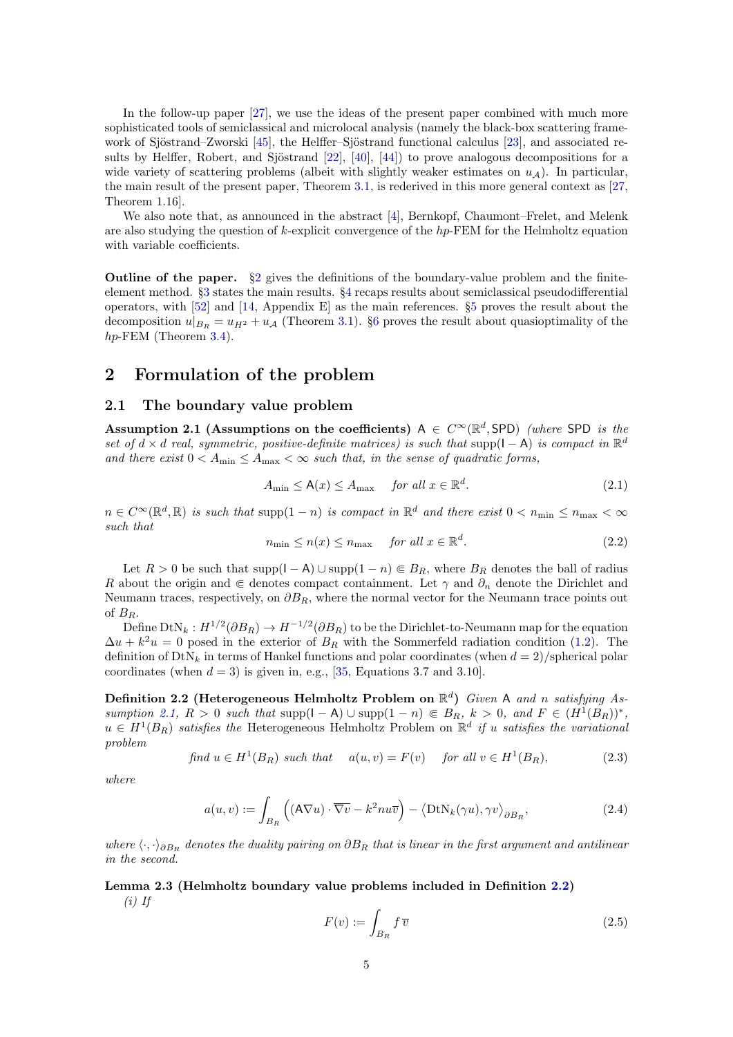In the follow-up paper [27], we use the ideas of the present paper combined with much more sophisticated tools of semiclassical and microlocal analysis (namely the black-box scattering framework of Sjöstrand–Zworski [45], the Helffer–Sjöstrand functional calculus [23], and associated results by Helffer, Robert, and Sjöstrand [22], [40], [44]) to prove analogous decompositions for a wide variety of scattering problems (albeit with slightly weaker estimates on $u_{\mathcal{A}}$). In particular, the main result of the present paper, Theorem 3.1, is rederived in this more general context as [27, Theorem 1.16].

We also note that, as announced in the abstract [4], Bernkopf, Chaumont–Frelet, and Melenk are also studying the question of $k$-explicit convergence of the $hp$-FEM for the Helmholtz equation with variable coefficients.

**Outline of the paper.** §2 gives the definitions of the boundary-value problem and the finite-element method. §3 states the main results. §4 recaps results about semiclassical pseudodifferential operators, with [52] and [14, Appendix E] as the main references. §5 proves the result about the decomposition $u|_{B_R} = u_{H^2} + u_{\mathcal{A}}$ (Theorem 3.1). §6 proves the result about quasioptimality of the $hp$-FEM (Theorem 3.4).

## 2 Formulation of the problem

### 2.1 The boundary value problem

**Assumption 2.1 (Assumptions on the coefficients)** *$\mathsf{A} \in C^\infty(\mathbb{R}^d, \mathsf{SPD})$ (where $\mathsf{SPD}$ is the set of $d\times d$ real, symmetric, positive-definite matrices) is such that $\operatorname{supp}(\mathsf{I}-\mathsf{A})$ is compact in $\mathbb{R}^d$ and there exist $0 < A_{\min} \le A_{\max} < \infty$ such that, in the sense of quadratic forms,*

$$A_{\min} \le \mathsf{A}(x) \le A_{\max} \quad \text{for all } x \in \mathbb{R}^d. \tag{2.1}$$

*$n \in C^\infty(\mathbb{R}^d, \mathbb{R})$ is such that $\operatorname{supp}(1-n)$ is compact in $\mathbb{R}^d$ and there exist $0 < n_{\min} \le n_{\max} < \infty$ such that*

$$n_{\min} \le n(x) \le n_{\max} \quad \text{for all } x \in \mathbb{R}^d. \tag{2.2}$$

Let $R > 0$ be such that $\operatorname{supp}(\mathsf{I}-\mathsf{A}) \cup \operatorname{supp}(1-n) \Subset B_R$, where $B_R$ denotes the ball of radius $R$ about the origin and $\Subset$ denotes compact containment. Let $\gamma$ and $\partial_n$ denote the Dirichlet and Neumann traces, respectively, on $\partial B_R$, where the normal vector for the Neumann trace points out of $B_R$.

Define $\mathrm{DtN}_k : H^{1/2}(\partial B_R) \to H^{-1/2}(\partial B_R)$ to be the Dirichlet-to-Neumann map for the equation $\Delta u + k^2 u = 0$ posed in the exterior of $B_R$ with the Sommerfeld radiation condition (1.2). The definition of $\mathrm{DtN}_k$ in terms of Hankel functions and polar coordinates (when $d = 2$)/spherical polar coordinates (when $d = 3$) is given in, e.g., [35, Equations 3.7 and 3.10].

**Definition 2.2 (Heterogeneous Helmholtz Problem on $\mathbb{R}^d$)** *Given $\mathsf{A}$ and $n$ satisfying Assumption 2.1, $R > 0$ such that $\operatorname{supp}(\mathsf{I}-\mathsf{A}) \cup \operatorname{supp}(1-n) \Subset B_R$, $k > 0$, and $F \in (H^1(B_R))^*$, $u \in H^1(B_R)$ satisfies the* Heterogeneous Helmholtz Problem on $\mathbb{R}^d$ *if $u$ satisfies the variational problem*

$$\text{find } u \in H^1(B_R) \text{ such that} \quad a(u, v) = F(v) \quad \text{for all } v \in H^1(B_R), \tag{2.3}$$

*where*

$$a(u, v) := \int_{B_R} \Big( (\mathsf{A}\nabla u) \cdot \overline{\nabla v} - k^2 n u \overline{v} \Big) - \big\langle \mathrm{DtN}_k(\gamma u), \gamma v \big\rangle_{\partial B_R}, \tag{2.4}$$

*where $\langle \cdot, \cdot \rangle_{\partial B_R}$ denotes the duality pairing on $\partial B_R$ that is linear in the first argument and antilinear in the second.*

**Lemma 2.3 (Helmholtz boundary value problems included in Definition 2.2)**
*(i) If*

$$F(v) := \int_{B_R} f\, \overline{v} \tag{2.5}$$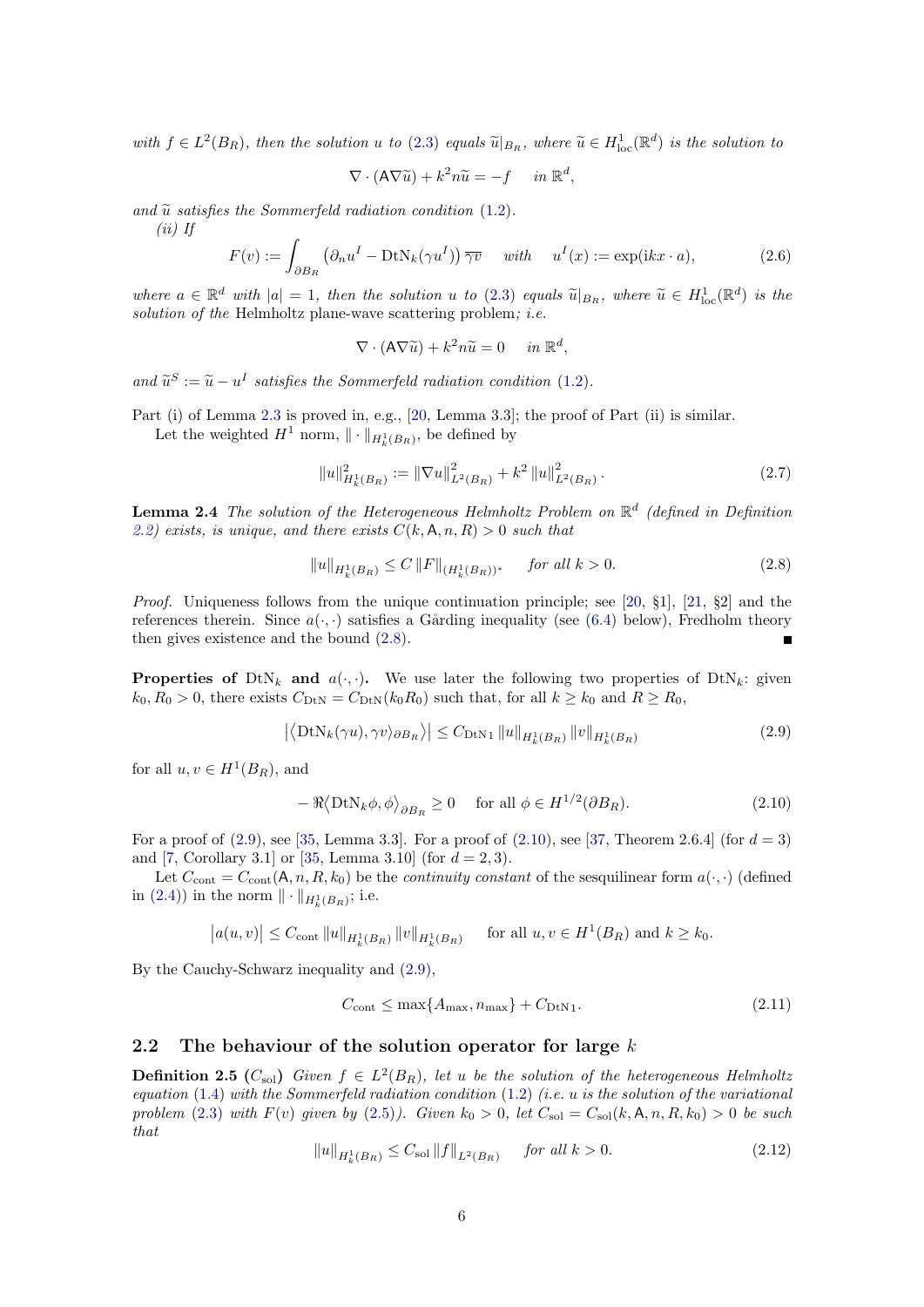*with $f \in L^2(B_R)$, then the solution $u$ to (2.3) equals $\widetilde{u}|_{B_R}$, where $\widetilde{u} \in H^1_{\mathrm{loc}}(\mathbb{R}^d)$ is the solution to*

$$\nabla \cdot (\mathsf{A}\nabla \widetilde{u}) + k^2 n \widetilde{u} = -f \quad \text{in } \mathbb{R}^d,$$

*and $\widetilde{u}$ satisfies the Sommerfeld radiation condition (1.2).*

*(ii) If*

$$F(v) := \int_{\partial B_R} \left(\partial_n u^I - \mathrm{DtN}_k(\gamma u^I)\right) \overline{\gamma v} \quad \text{with} \quad u^I(x) := \exp(\mathrm{i}kx \cdot a), \tag{2.6}$$

*where $a \in \mathbb{R}^d$ with $|a| = 1$, then the solution $u$ to (2.3) equals $\widetilde{u}|_{B_R}$, where $\widetilde{u} \in H^1_{\mathrm{loc}}(\mathbb{R}^d)$ is the solution of the* Helmholtz plane-wave scattering problem*; i.e.*

$$\nabla \cdot (\mathsf{A}\nabla \widetilde{u}) + k^2 n \widetilde{u} = 0 \quad \text{in } \mathbb{R}^d,$$

*and $\widetilde{u}^S := \widetilde{u} - u^I$ satisfies the Sommerfeld radiation condition (1.2).*

Part (i) of Lemma 2.3 is proved in, e.g., [20, Lemma 3.3]; the proof of Part (ii) is similar.

Let the weighted $H^1$ norm, $\|\cdot\|_{H^1_k(B_R)}$, be defined by

$$\|u\|^2_{H^1_k(B_R)} := \|\nabla u\|^2_{L^2(B_R)} + k^2 \|u\|^2_{L^2(B_R)}. \tag{2.7}$$

**Lemma 2.4** *The solution of the Heterogeneous Helmholtz Problem on $\mathbb{R}^d$ (defined in Definition 2.2) exists, is unique, and there exists $C(k, \mathsf{A}, n, R) > 0$ such that*

$$\|u\|_{H^1_k(B_R)} \leq C \|F\|_{(H^1_k(B_R))^*} \quad \text{for all } k > 0. \tag{2.8}$$

*Proof.* Uniqueness follows from the unique continuation principle; see [20, §1], [21, §2] and the references therein. Since $a(\cdot,\cdot)$ satisfies a Gårding inequality (see (6.4) below), Fredholm theory then gives existence and the bound (2.8). ∎

**Properties of $\mathrm{DtN}_k$ and $a(\cdot,\cdot)$.** We use later the following two properties of $\mathrm{DtN}_k$: given $k_0, R_0 > 0$, there exists $C_{\mathrm{DtN}} = C_{\mathrm{DtN}}(k_0 R_0)$ such that, for all $k \geq k_0$ and $R \geq R_0$,

$$\left|\left\langle \mathrm{DtN}_k(\gamma u), \gamma v\right\rangle_{\partial B_R}\right| \leq C_{\mathrm{DtN}1} \|u\|_{H^1_k(B_R)} \|v\|_{H^1_k(B_R)} \tag{2.9}$$

for all $u, v \in H^1(B_R)$, and

$$-\Re\left\langle \mathrm{DtN}_k \phi, \phi\right\rangle_{\partial B_R} \geq 0 \quad \text{for all } \phi \in H^{1/2}(\partial B_R). \tag{2.10}$$

For a proof of (2.9), see [35, Lemma 3.3]. For a proof of (2.10), see [37, Theorem 2.6.4] (for $d = 3$) and [7, Corollary 3.1] or [35, Lemma 3.10] (for $d = 2, 3$).

Let $C_{\mathrm{cont}} = C_{\mathrm{cont}}(\mathsf{A}, n, R, k_0)$ be the *continuity constant* of the sesquilinear form $a(\cdot,\cdot)$ (defined in (2.4)) in the norm $\|\cdot\|_{H^1_k(B_R)}$; i.e.

$$\left|a(u,v)\right| \leq C_{\mathrm{cont}} \|u\|_{H^1_k(B_R)} \|v\|_{H^1_k(B_R)} \quad \text{for all } u, v \in H^1(B_R) \text{ and } k \geq k_0.$$

By the Cauchy-Schwarz inequality and (2.9),

$$C_{\mathrm{cont}} \leq \max\{A_{\max}, n_{\max}\} + C_{\mathrm{DtN}1}. \tag{2.11}$$

## 2.2 The behaviour of the solution operator for large $k$

**Definition 2.5 ($C_{\mathrm{sol}}$)** *Given $f \in L^2(B_R)$, let $u$ be the solution of the heterogeneous Helmholtz equation (1.4) with the Sommerfeld radiation condition (1.2) (i.e. $u$ is the solution of the variational problem (2.3) with $F(v)$ given by (2.5)). Given $k_0 > 0$, let $C_{\mathrm{sol}} = C_{\mathrm{sol}}(k, \mathsf{A}, n, R, k_0) > 0$ be such that*

$$\|u\|_{H^1_k(B_R)} \leq C_{\mathrm{sol}} \|f\|_{L^2(B_R)} \quad \text{for all } k > 0. \tag{2.12}$$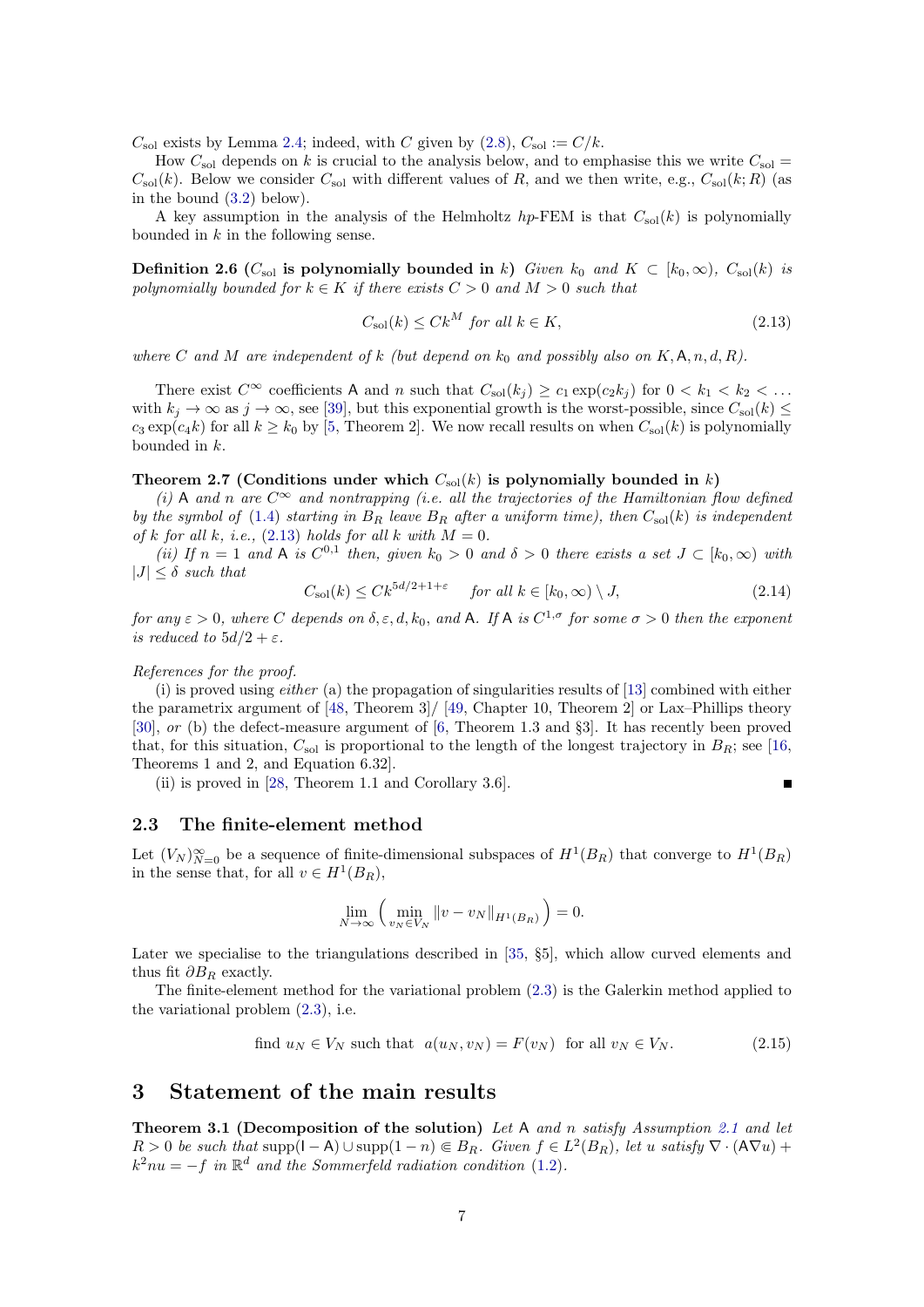$C_{\rm sol}$ exists by Lemma 2.4; indeed, with $C$ given by (2.8), $C_{\rm sol} := C/k$.

How $C_{\rm sol}$ depends on $k$ is crucial to the analysis below, and to emphasise this we write $C_{\rm sol} = C_{\rm sol}(k)$. Below we consider $C_{\rm sol}$ with different values of $R$, and we then write, e.g., $C_{\rm sol}(k; R)$ (as in the bound (3.2) below).

A key assumption in the analysis of the Helmholtz $hp$-FEM is that $C_{\rm sol}(k)$ is polynomially bounded in $k$ in the following sense.

**Definition 2.6 ($C_{\rm sol}$ is polynomially bounded in $k$)** *Given $k_0$ and $K \subset [k_0, \infty)$, $C_{\rm sol}(k)$ is polynomially bounded for $k \in K$ if there exists $C > 0$ and $M > 0$ such that*

$$C_{\rm sol}(k) \leq C k^M \text{ for all } k \in K, \tag{2.13}$$

*where $C$ and $M$ are independent of $k$ (but depend on $k_0$ and possibly also on $K, \mathsf{A}, n, d, R$).*

There exist $C^\infty$ coefficients $\mathsf{A}$ and $n$ such that $C_{\rm sol}(k_j) \geq c_1 \exp(c_2 k_j)$ for $0 < k_1 < k_2 < \ldots$ with $k_j \to \infty$ as $j \to \infty$, see [39], but this exponential growth is the worst-possible, since $C_{\rm sol}(k) \leq c_3 \exp(c_4 k)$ for all $k \geq k_0$ by [5, Theorem 2]. We now recall results on when $C_{\rm sol}(k)$ is polynomially bounded in $k$.

**Theorem 2.7 (Conditions under which $C_{\rm sol}(k)$ is polynomially bounded in $k$)**

*(i) $\mathsf{A}$ and $n$ are $C^\infty$ and nontrapping (i.e. all the trajectories of the Hamiltonian flow defined by the symbol of (1.4) starting in $B_R$ leave $B_R$ after a uniform time), then $C_{\rm sol}(k)$ is independent of $k$ for all $k$, i.e., (2.13) holds for all $k$ with $M = 0$.*

*(ii) If $n = 1$ and $\mathsf{A}$ is $C^{0,1}$ then, given $k_0 > 0$ and $\delta > 0$ there exists a set $J \subset [k_0, \infty)$ with $|J| \leq \delta$ such that*

$$C_{\rm sol}(k) \leq C k^{5d/2+1+\varepsilon} \quad \text{for all } k \in [k_0, \infty) \setminus J, \tag{2.14}$$

*for any $\varepsilon > 0$, where $C$ depends on $\delta, \varepsilon, d, k_0$, and $\mathsf{A}$. If $\mathsf{A}$ is $C^{1,\sigma}$ for some $\sigma > 0$ then the exponent is reduced to $5d/2 + \varepsilon$.*

*References for the proof.*

(i) is proved using *either* (a) the propagation of singularities results of [13] combined with either the parametrix argument of [48, Theorem 3]/ [49, Chapter 10, Theorem 2] or Lax–Phillips theory [30], *or* (b) the defect-measure argument of [6, Theorem 1.3 and §3]. It has recently been proved that, for this situation, $C_{\rm sol}$ is proportional to the length of the longest trajectory in $B_R$; see [16, Theorems 1 and 2, and Equation 6.32].

(ii) is proved in [28, Theorem 1.1 and Corollary 3.6]. ■

### 2.3 The finite-element method

Let $(V_N)_{N=0}^\infty$ be a sequence of finite-dimensional subspaces of $H^1(B_R)$ that converge to $H^1(B_R)$ in the sense that, for all $v \in H^1(B_R)$,

$$\lim_{N\to\infty} \Big( \min_{v_N \in V_N} \|v - v_N\|_{H^1(B_R)} \Big) = 0.$$

Later we specialise to the triangulations described in [35, §5], which allow curved elements and thus fit $\partial B_R$ exactly.

The finite-element method for the variational problem (2.3) is the Galerkin method applied to the variational problem (2.3), i.e.

$$\text{find } u_N \in V_N \text{ such that } \; a(u_N, v_N) = F(v_N) \; \text{ for all } v_N \in V_N. \tag{2.15}$$

## 3 Statement of the main results

**Theorem 3.1 (Decomposition of the solution)** *Let $\mathsf{A}$ and $n$ satisfy Assumption 2.1 and let $R > 0$ be such that $\operatorname{supp}(\mathsf{I} - \mathsf{A}) \cup \operatorname{supp}(1 - n) \Subset B_R$. Given $f \in L^2(B_R)$, let $u$ satisfy $\nabla \cdot (\mathsf{A} \nabla u) + k^2 n u = -f$ in $\mathbb{R}^d$ and the Sommerfeld radiation condition (1.2).*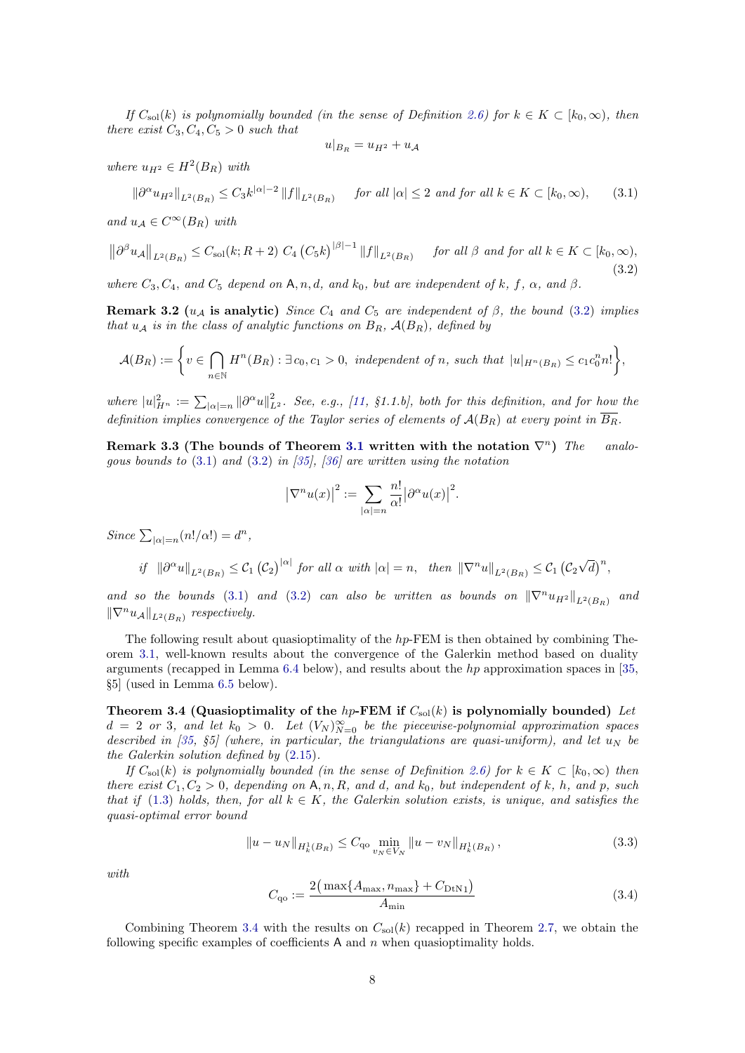*If $C_{\rm sol}(k)$ is polynomially bounded (in the sense of Definition 2.6) for $k \in K \subset [k_0,\infty)$, then there exist $C_3, C_4, C_5 > 0$ such that*

$$u|_{B_R} = u_{H^2} + u_{\mathcal{A}}$$

*where $u_{H^2} \in H^2(B_R)$ with*

$$\left\|\partial^\alpha u_{H^2}\right\|_{L^2(B_R)} \leq C_3 k^{|\alpha|-2} \left\|f\right\|_{L^2(B_R)} \quad \text{for all } |\alpha| \leq 2 \text{ and for all } k \in K \subset [k_0,\infty), \tag{3.1}$$

*and $u_{\mathcal{A}} \in C^\infty(B_R)$ with*

$$\left\|\partial^\beta u_{\mathcal{A}}\right\|_{L^2(B_R)} \leq C_{\rm sol}(k; R+2)\; C_4 \left(C_5 k\right)^{|\beta|-1} \left\|f\right\|_{L^2(B_R)} \quad \text{for all } \beta \text{ and for all } k \in K \subset [k_0,\infty), \tag{3.2}$$

*where $C_3, C_4,$ and $C_5$ depend on $\mathsf{A}, n, d,$ and $k_0$, but are independent of $k$, $f$, $\alpha$, and $\beta$.*

**Remark 3.2 ($u_{\mathcal{A}}$ is analytic)** *Since $C_4$ and $C_5$ are independent of $\beta$, the bound (3.2) implies that $u_{\mathcal{A}}$ is in the class of analytic functions on $B_R$, $\mathcal{A}(B_R)$, defined by*

$$\mathcal{A}(B_R) := \left\{ v \in \bigcap_{n\in\mathbb{N}} H^n(B_R) : \exists\, c_0, c_1 > 0, \text{ independent of } n, \text{ such that } |u|_{H^n(B_R)} \leq c_1 c_0^n n! \right\},$$

*where $|u|^2_{H^n} := \sum_{|\alpha|=n} \left\|\partial^\alpha u\right\|^2_{L^2}$. See, e.g., [11, §1.1.b], both for this definition, and for how the definition implies convergence of the Taylor series of elements of $\mathcal{A}(B_R)$ at every point in $\overline{B_R}$.*

**Remark 3.3 (The bounds of Theorem 3.1 written with the notation $\nabla^n$)** *The analogous bounds to (3.1) and (3.2) in [35], [36] are written using the notation*

$$\left|\nabla^n u(x)\right|^2 := \sum_{|\alpha|=n} \frac{n!}{\alpha!} \left|\partial^\alpha u(x)\right|^2.$$

*Since $\sum_{|\alpha|=n} (n!/\alpha!) = d^n$,*

$$\text{if } \left\|\partial^\alpha u\right\|_{L^2(B_R)} \leq \mathcal{C}_1 \left(\mathcal{C}_2\right)^{|\alpha|} \text{ for all } \alpha \text{ with } |\alpha| = n, \quad \text{then } \left\|\nabla^n u\right\|_{L^2(B_R)} \leq \mathcal{C}_1 \left(\mathcal{C}_2\sqrt{d}\right)^n,$$

*and so the bounds (3.1) and (3.2) can also be written as bounds on $\left\|\nabla^n u_{H^2}\right\|_{L^2(B_R)}$ and $\left\|\nabla^n u_{\mathcal{A}}\right\|_{L^2(B_R)}$ respectively.*

The following result about quasioptimality of the $hp$-FEM is then obtained by combining Theorem 3.1, well-known results about the convergence of the Galerkin method based on duality arguments (recapped in Lemma 6.4 below), and results about the $hp$ approximation spaces in [35, §5] (used in Lemma 6.5 below).

**Theorem 3.4 (Quasioptimality of the $hp$-FEM if $C_{\rm sol}(k)$ is polynomially bounded)** *Let $d = 2$ or $3$, and let $k_0 > 0$. Let $(V_N)_{N=0}^\infty$ be the piecewise-polynomial approximation spaces described in [35, §5] (where, in particular, the triangulations are quasi-uniform), and let $u_N$ be the Galerkin solution defined by (2.15).*

*If $C_{\rm sol}(k)$ is polynomially bounded (in the sense of Definition 2.6) for $k \in K \subset [k_0,\infty)$ then there exist $C_1, C_2 > 0$, depending on $\mathsf{A}, n, R,$ and $d$, and $k_0$, but independent of $k$, $h$, and $p$, such that if (1.3) holds, then, for all $k \in K$, the Galerkin solution exists, is unique, and satisfies the quasi-optimal error bound*

$$\left\|u - u_N\right\|_{H^1_k(B_R)} \leq C_{\rm qo} \min_{v_N \in V_N} \left\|u - v_N\right\|_{H^1_k(B_R)}, \tag{3.3}$$

*with*

$$C_{\rm qo} := \frac{2\big(\max\{A_{\max}, n_{\max}\} + C_{\rm DtN1}\big)}{A_{\min}} \tag{3.4}$$

Combining Theorem 3.4 with the results on $C_{\rm sol}(k)$ recapped in Theorem 2.7, we obtain the following specific examples of coefficients $\mathsf{A}$ and $n$ when quasioptimality holds.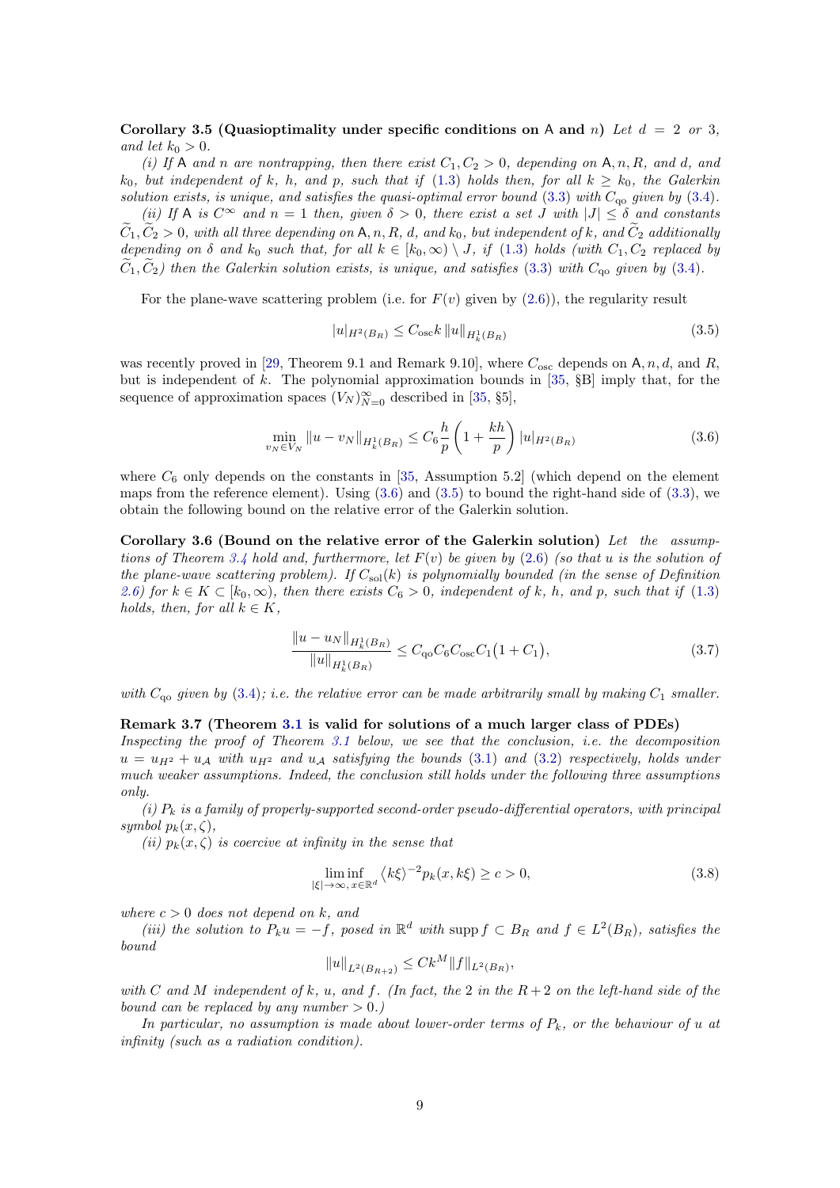**Corollary 3.5 (Quasioptimality under specific conditions on $\mathsf{A}$ and $n$)** *Let $d = 2$ or 3, and let $k_0 > 0$.*

*(i) If $\mathsf{A}$ and $n$ are nontrapping, then there exist $C_1, C_2 > 0$, depending on $\mathsf{A}, n, R,$ and $d$, and $k_0$, but independent of $k$, $h$, and $p$, such that if (1.3) holds then, for all $k \geq k_0$, the Galerkin solution exists, is unique, and satisfies the quasi-optimal error bound (3.3) with $C_{\rm qo}$ given by (3.4).*

*(ii) If $\mathsf{A}$ is $C^\infty$ and $n = 1$ then, given $\delta > 0$, there exist a set $J$ with $|J| \leq \delta$ and constants $\widetilde{C}_1, \widetilde{C}_2 > 0$, with all three depending on $\mathsf{A}, n, R$, $d$, and $k_0$, but independent of $k$, and $\widetilde{C}_2$ additionally depending on $\delta$ and $k_0$ such that, for all $k \in [k_0, \infty) \setminus J$, if (1.3) holds (with $C_1, C_2$ replaced by $\widetilde{C}_1, \widetilde{C}_2$) then the Galerkin solution exists, is unique, and satisfies (3.3) with $C_{\rm qo}$ given by (3.4).*

For the plane-wave scattering problem (i.e. for $F(v)$ given by (2.6)), the regularity result

$$|u|_{H^2(B_R)} \leq C_{\rm osc} k \, \|u\|_{H^1_k(B_R)} \tag{3.5}$$

was recently proved in [29, Theorem 9.1 and Remark 9.10], where $C_{\rm osc}$ depends on $\mathsf{A}, n, d,$ and $R$, but is independent of $k$. The polynomial approximation bounds in [35, §B] imply that, for the sequence of approximation spaces $(V_N)_{N=0}^\infty$ described in [35, §5],

$$\min_{v_N \in V_N} \|u - v_N\|_{H^1_k(B_R)} \leq C_6 \frac{h}{p}\left(1 + \frac{kh}{p}\right) |u|_{H^2(B_R)} \tag{3.6}$$

where $C_6$ only depends on the constants in [35, Assumption 5.2] (which depend on the element maps from the reference element). Using (3.6) and (3.5) to bound the right-hand side of (3.3), we obtain the following bound on the relative error of the Galerkin solution.

**Corollary 3.6 (Bound on the relative error of the Galerkin solution)** *Let the assumptions of Theorem 3.4 hold and, furthermore, let $F(v)$ be given by (2.6) (so that $u$ is the solution of the plane-wave scattering problem). If $C_{\rm sol}(k)$ is polynomially bounded (in the sense of Definition 2.6) for $k \in K \subset [k_0, \infty)$, then there exists $C_6 > 0$, independent of $k$, $h$, and $p$, such that if (1.3) holds, then, for all $k \in K$,*

$$\frac{\|u - u_N\|_{H^1_k(B_R)}}{\|u\|_{H^1_k(B_R)}} \leq C_{\rm qo} C_6 C_{\rm osc} C_1\big(1 + C_1\big), \tag{3.7}$$

*with $C_{\rm qo}$ given by (3.4); i.e. the relative error can be made arbitrarily small by making $C_1$ smaller.*

**Remark 3.7 (Theorem 3.1 is valid for solutions of a much larger class of PDEs)** *Inspecting the proof of Theorem 3.1 below, we see that the conclusion, i.e. the decomposition $u = u_{H^2} + u_{\mathcal{A}}$ with $u_{H^2}$ and $u_{\mathcal{A}}$ satisfying the bounds (3.1) and (3.2) respectively, holds under much weaker assumptions. Indeed, the conclusion still holds under the following three assumptions only.*

*(i) $P_k$ is a family of properly-supported second-order pseudo-differential operators, with principal symbol $p_k(x, \zeta)$,*

*(ii) $p_k(x, \zeta)$ is coercive at infinity in the sense that*

$$\liminf_{|\xi| \to \infty,\, x \in \mathbb{R}^d} \langle k\xi \rangle^{-2} p_k(x, k\xi) \geq c > 0, \tag{3.8}$$

*where $c > 0$ does not depend on $k$, and*

*(iii) the solution to $P_k u = -f$, posed in $\mathbb{R}^d$ with $\operatorname{supp} f \subset B_R$ and $f \in L^2(B_R)$, satisfies the bound*

$$\|u\|_{L^2(B_{R+2})} \leq C k^M \|f\|_{L^2(B_R)},$$

*with $C$ and $M$ independent of $k$, $u$, and $f$. (In fact, the 2 in the $R+2$ on the left-hand side of the bound can be replaced by any number $> 0$.)*

*In particular, no assumption is made about lower-order terms of $P_k$, or the behaviour of $u$ at infinity (such as a radiation condition).*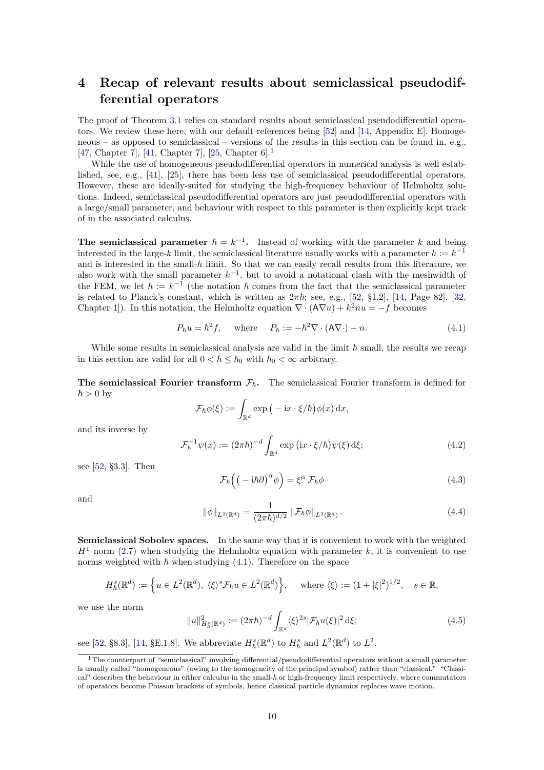# 4 Recap of relevant results about semiclassical pseudodifferential operators

The proof of Theorem 3.1 relies on standard results about semiclassical pseudodifferential operators. We review these here, with our default references being [52] and [14, Appendix E]. Homogeneous – as opposed to semiclassical – versions of the results in this section can be found in, e.g., [47, Chapter 7], [41, Chapter 7], [25, Chapter 6].[1]

While the use of homogeneous pseudodifferential operators in numerical analysis is well established, see, e.g., [41], [25], there has been less use of semiclassical pseudodifferential operators. However, these are ideally-suited for studying the high-frequency behaviour of Helmholtz solutions. Indeed, semiclassical pseudodifferential operators are just pseudodifferential operators with a large/small parameter, and behaviour with respect to this parameter is then explicitly kept track of in the associated calculus.

**The semiclassical parameter $\hbar = k^{-1}$.** Instead of working with the parameter $k$ and being interested in the large-$k$ limit, the semiclassical literature usually works with a parameter $h := k^{-1}$ and is interested in the small-$h$ limit. So that we can easily recall results from this literature, we also work with the small parameter $k^{-1}$, but to avoid a notational clash with the meshwidth of the FEM, we let $\hbar := k^{-1}$ (the notation $\hbar$ comes from the fact that the semiclassical parameter is related to Planck's constant, which is written as $2\pi\hbar$; see, e.g., [52, §1.2], [14, Page 82], [32, Chapter 1]). In this notation, the Helmholtz equation $\nabla\cdot(\mathsf{A}\nabla u) + k^2 n u = -f$ becomes

$$P_\hbar u = \hbar^2 f, \qquad \text{where} \qquad P_\hbar := -\hbar^2\nabla\cdot(\mathsf{A}\nabla\cdot) - n. \tag{4.1}$$

While some results in semiclassical analysis are valid in the limit $\hbar$ small, the results we recap in this section are valid for all $0 < \hbar \leq \hbar_0$ with $\hbar_0 < \infty$ arbitrary.

**The semiclassical Fourier transform $\mathcal{F}_\hbar$.** The semiclassical Fourier transform is defined for $\hbar > 0$ by

$$\mathcal{F}_\hbar\phi(\xi) := \int_{\mathbb{R}^d} \exp\big(-\mathrm{i}x\cdot\xi/\hbar\big)\phi(x)\,\mathrm{d}x,$$

and its inverse by

$$\mathcal{F}_\hbar^{-1}\psi(x) := (2\pi\hbar)^{-d}\int_{\mathbb{R}^d} \exp\big(\mathrm{i}x\cdot\xi/\hbar\big)\psi(\xi)\,\mathrm{d}\xi; \tag{4.2}$$

see [52, §3.3]. Then

$$\mathcal{F}_\hbar\Big(\big(-\mathrm{i}\hbar\partial\big)^\alpha\phi\Big) = \xi^\alpha\,\mathcal{F}_\hbar\phi \tag{4.3}$$

and

$$\|\phi\|_{L^2(\mathbb{R}^d)} = \frac{1}{(2\pi\hbar)^{d/2}}\,\|\mathcal{F}_\hbar\phi\|_{L^2(\mathbb{R}^d)}. \tag{4.4}$$

**Semiclassical Sobolev spaces.** In the same way that it is convenient to work with the weighted $H^1$ norm (2.7) when studying the Helmholtz equation with parameter $k$, it is convenient to use norms weighted with $\hbar$ when studying (4.1). Therefore on the space

$$H^s_\hbar(\mathbb{R}^d) := \Big\{u \in L^2(\mathbb{R}^d),\ \langle\xi\rangle^s\mathcal{F}_\hbar u \in L^2(\mathbb{R}^d)\Big\}, \quad \text{where } \langle\xi\rangle := (1+|\xi|^2)^{1/2}, \quad s\in\mathbb{R},$$

we use the norm

$$\|u\|^2_{H^s_\hbar(\mathbb{R}^d)} := (2\pi\hbar)^{-d}\int_{\mathbb{R}^d}\langle\xi\rangle^{2s}|\mathcal{F}_\hbar u(\xi)|^2\,\mathrm{d}\xi; \tag{4.5}$$

see [52, §8.3], [14, §E.1.8]. We abbreviate $H^s_\hbar(\mathbb{R}^d)$ to $H^s_\hbar$ and $L^2(\mathbb{R}^d)$ to $L^2$.

---

[1] The counterpart of "semiclassical" involving differential/pseudodifferential operators without a small parameter is usually called "homogeneous" (owing to the homogeneity of the principal symbol) rather than "classical." "Classical" describes the behaviour in either calculus in the small-$\hbar$ or high-frequency limit respectively, where commutators of operators become Poisson brackets of symbols, hence classical particle dynamics replaces wave motion.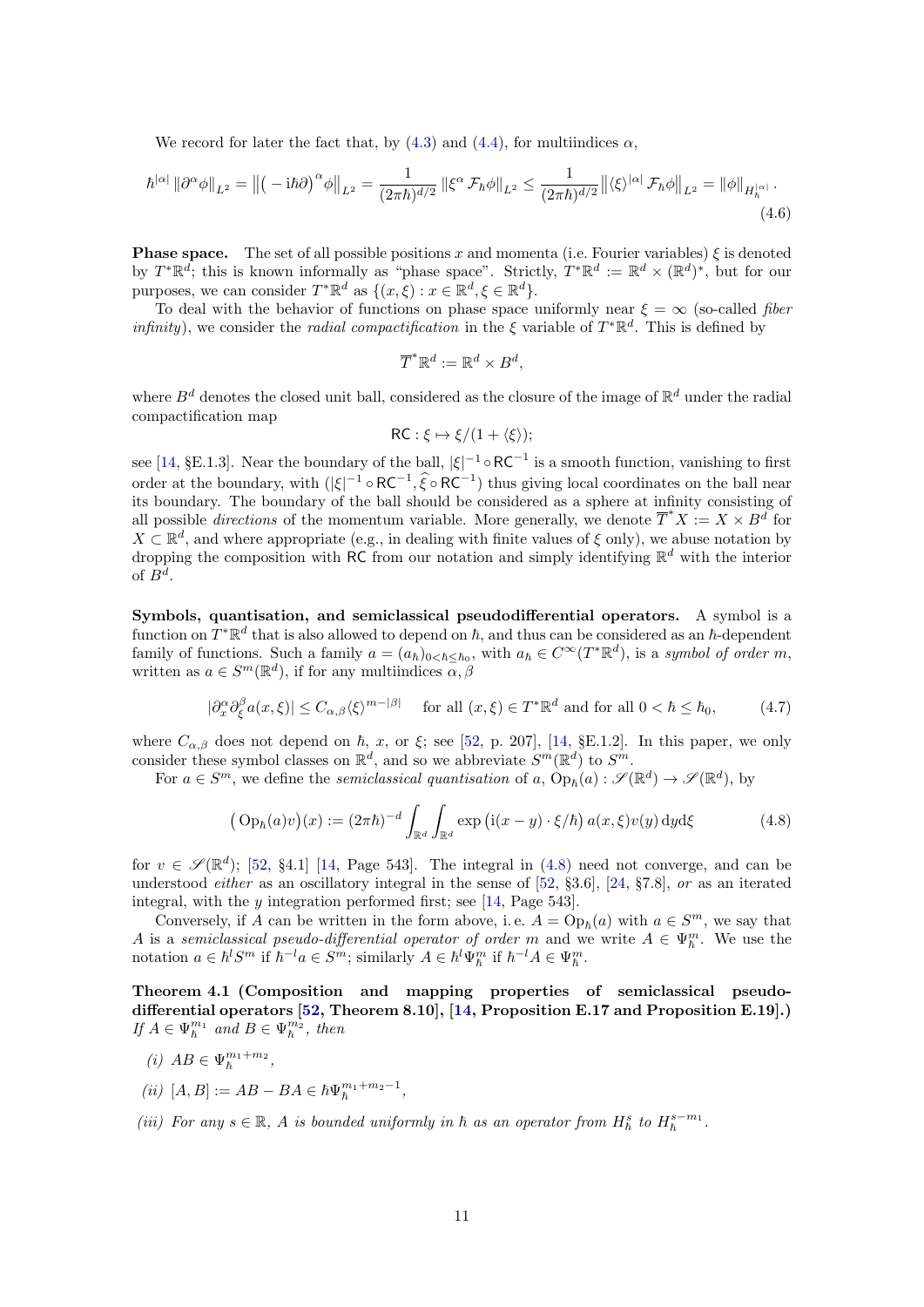We record for later the fact that, by (4.3) and (4.4), for multiindices $\alpha$,

$$\hbar^{|\alpha|} \left\|\partial^\alpha \phi\right\|_{L^2} = \left\|\big( -\mathrm{i}\hbar\partial\big)^\alpha \phi\right\|_{L^2} = \frac{1}{(2\pi\hbar)^{d/2}} \left\|\xi^\alpha \mathcal{F}_\hbar \phi\right\|_{L^2} \leq \frac{1}{(2\pi\hbar)^{d/2}} \left\|\langle\xi\rangle^{|\alpha|} \mathcal{F}_\hbar \phi\right\|_{L^2} = \left\|\phi\right\|_{H_\hbar^{|\alpha|}}. \tag{4.6}$$

**Phase space.** The set of all possible positions $x$ and momenta (i.e. Fourier variables) $\xi$ is denoted by $T^*\mathbb{R}^d$; this is known informally as "phase space". Strictly, $T^*\mathbb{R}^d := \mathbb{R}^d \times (\mathbb{R}^d)^*$, but for our purposes, we can consider $T^*\mathbb{R}^d$ as $\{(x,\xi) : x \in \mathbb{R}^d, \xi \in \mathbb{R}^d\}$.

To deal with the behavior of functions on phase space uniformly near $\xi = \infty$ (so-called *fiber infinity*), we consider the *radial compactification* in the $\xi$ variable of $T^*\mathbb{R}^d$. This is defined by

$$\overline{T}^*\mathbb{R}^d := \mathbb{R}^d \times B^d,$$

where $B^d$ denotes the closed unit ball, considered as the closure of the image of $\mathbb{R}^d$ under the radial compactification map

$$\mathsf{RC} : \xi \mapsto \xi/(1 + \langle\xi\rangle);$$

see [14, §E.1.3]. Near the boundary of the ball, $|\xi|^{-1} \circ \mathsf{RC}^{-1}$ is a smooth function, vanishing to first order at the boundary, with $(|\xi|^{-1} \circ \mathsf{RC}^{-1}, \widehat{\xi} \circ \mathsf{RC}^{-1})$ thus giving local coordinates on the ball near its boundary. The boundary of the ball should be considered as a sphere at infinity consisting of all possible *directions* of the momentum variable. More generally, we denote $\overline{T}^*X := X \times B^d$ for $X \subset \mathbb{R}^d$, and where appropriate (e.g., in dealing with finite values of $\xi$ only), we abuse notation by dropping the composition with $\mathsf{RC}$ from our notation and simply identifying $\mathbb{R}^d$ with the interior of $B^d$.

**Symbols, quantisation, and semiclassical pseudodifferential operators.** A symbol is a function on $T^*\mathbb{R}^d$ that is also allowed to depend on $\hbar$, and thus can be considered as an $\hbar$-dependent family of functions. Such a family $a = (a_\hbar)_{0<\hbar\leq\hbar_0}$, with $a_\hbar \in C^\infty(T^*\mathbb{R}^d)$, is a *symbol of order $m$*, written as $a \in S^m(\mathbb{R}^d)$, if for any multiindices $\alpha, \beta$

$$|\partial_x^\alpha \partial_\xi^\beta a(x,\xi)| \leq C_{\alpha,\beta} \langle\xi\rangle^{m-|\beta|} \quad \text{for all } (x,\xi) \in T^*\mathbb{R}^d \text{ and for all } 0 < \hbar \leq \hbar_0, \tag{4.7}$$

where $C_{\alpha,\beta}$ does not depend on $\hbar$, $x$, or $\xi$; see [52, p. 207], [14, §E.1.2]. In this paper, we only consider these symbol classes on $\mathbb{R}^d$, and so we abbreviate $S^m(\mathbb{R}^d)$ to $S^m$.

For $a \in S^m$, we define the *semiclassical quantisation* of $a$, $\mathrm{Op}_\hbar(a) : \mathscr{S}(\mathbb{R}^d) \to \mathscr{S}(\mathbb{R}^d)$, by

$$\big(\mathrm{Op}_\hbar(a)v\big)(x) := (2\pi\hbar)^{-d} \int_{\mathbb{R}^d}\int_{\mathbb{R}^d} \exp\big(\mathrm{i}(x-y)\cdot\xi/\hbar\big)\, a(x,\xi) v(y)\, \mathrm{d}y\mathrm{d}\xi \tag{4.8}$$

for $v \in \mathscr{S}(\mathbb{R}^d)$; [52, §4.1] [14, Page 543]. The integral in (4.8) need not converge, and can be understood *either* as an oscillatory integral in the sense of [52, §3.6], [24, §7.8], *or* as an iterated integral, with the $y$ integration performed first; see [14, Page 543].

Conversely, if $A$ can be written in the form above, i. e. $A = \mathrm{Op}_\hbar(a)$ with $a \in S^m$, we say that $A$ is a *semiclassical pseudo-differential operator of order $m$* and we write $A \in \Psi_\hbar^m$. We use the notation $a \in \hbar^l S^m$ if $\hbar^{-l} a \in S^m$; similarly $A \in \hbar^l \Psi_\hbar^m$ if $\hbar^{-l} A \in \Psi_\hbar^m$.

**Theorem 4.1 (Composition and mapping properties of semiclassical pseudo-differential operators [52, Theorem 8.10], [14, Proposition E.17 and Proposition E.19].)** *If $A \in \Psi_\hbar^{m_1}$ and $B \in \Psi_\hbar^{m_2}$, then*

*(i) $AB \in \Psi_\hbar^{m_1+m_2}$,*

*(ii) $[A,B] := AB - BA \in \hbar\Psi_\hbar^{m_1+m_2-1}$,*

*(iii) For any $s \in \mathbb{R}$, $A$ is bounded uniformly in $\hbar$ as an operator from $H_\hbar^s$ to $H_\hbar^{s-m_1}$.*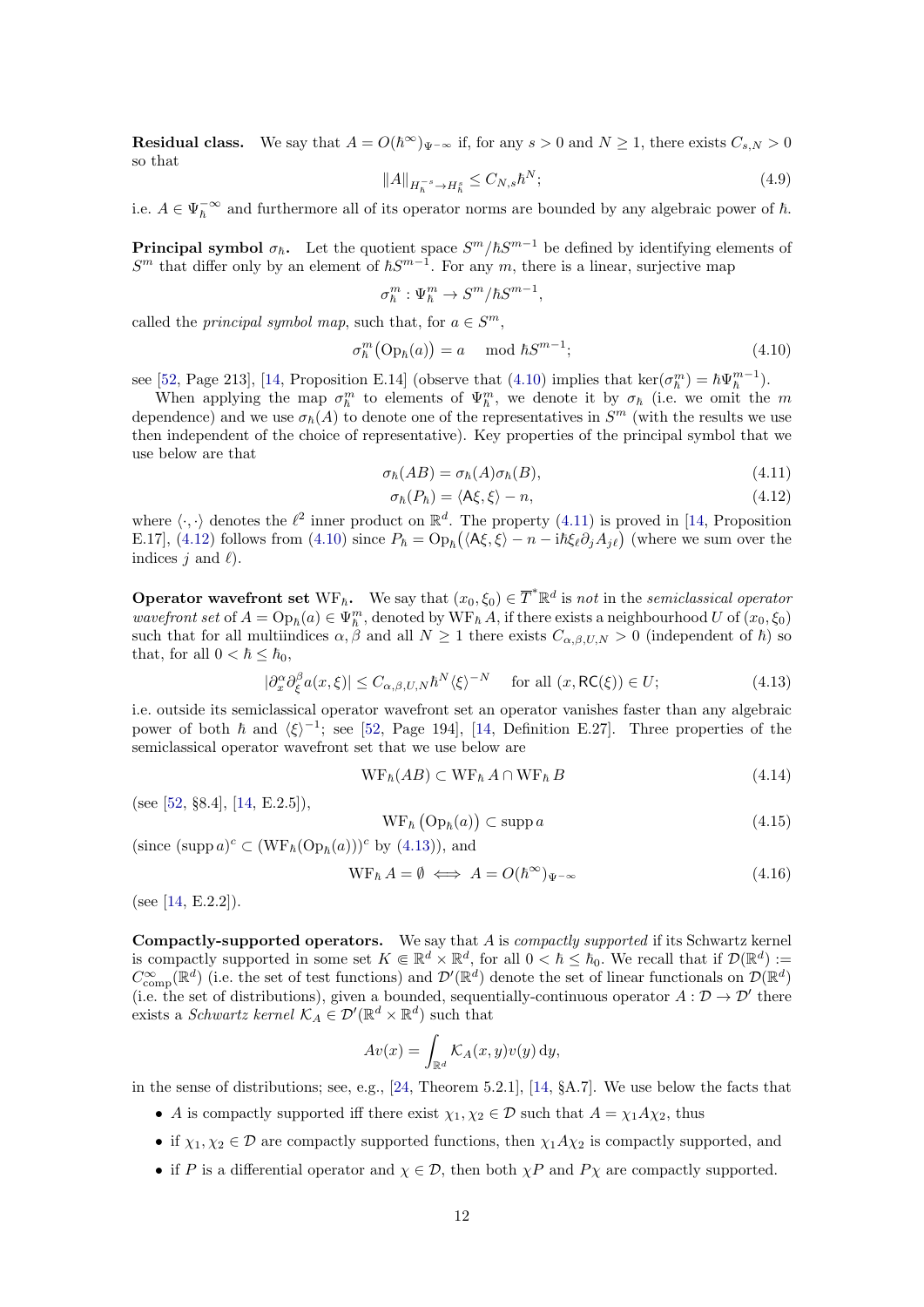**Residual class.** We say that $A = O(\hbar^\infty)_{\Psi^{-\infty}}$ if, for any $s > 0$ and $N \geq 1$, there exists $C_{s,N} > 0$ so that

$$\|A\|_{H_\hbar^{-s} \to H_\hbar^s} \leq C_{N,s} \hbar^N; \tag{4.9}$$

i.e. $A \in \Psi_\hbar^{-\infty}$ and furthermore all of its operator norms are bounded by any algebraic power of $\hbar$.

**Principal symbol $\sigma_\hbar$.** Let the quotient space $S^m/\hbar S^{m-1}$ be defined by identifying elements of $S^m$ that differ only by an element of $\hbar S^{m-1}$. For any $m$, there is a linear, surjective map

$$\sigma_\hbar^m : \Psi_\hbar^m \to S^m/\hbar S^{m-1},$$

called the *principal symbol map*, such that, for $a \in S^m$,

$$\sigma_\hbar^m\big(\mathrm{Op}_\hbar(a)\big) = a \mod \hbar S^{m-1}; \tag{4.10}$$

see [52, Page 213], [14, Proposition E.14] (observe that (4.10) implies that $\ker(\sigma_\hbar^m) = \hbar \Psi_\hbar^{m-1}$).

When applying the map $\sigma_\hbar^m$ to elements of $\Psi_\hbar^m$, we denote it by $\sigma_\hbar$ (i.e. we omit the $m$ dependence) and we use $\sigma_\hbar(A)$ to denote one of the representatives in $S^m$ (with the results we use then independent of the choice of representative). Key properties of the principal symbol that we use below are that

$$\sigma_\hbar(AB) = \sigma_\hbar(A)\sigma_\hbar(B), \tag{4.11}$$

$$\sigma_\hbar(P_\hbar) = \langle \mathsf{A}\xi, \xi \rangle - n, \tag{4.12}$$

where $\langle \cdot, \cdot \rangle$ denotes the $\ell^2$ inner product on $\mathbb{R}^d$. The property (4.11) is proved in [14, Proposition E.17], (4.12) follows from (4.10) since $P_\hbar = \mathrm{Op}_\hbar\big(\langle \mathsf{A}\xi, \xi \rangle - n - \mathrm{i}\hbar \xi_\ell \partial_j A_{j\ell}\big)$ (where we sum over the indices $j$ and $\ell$).

**Operator wavefront set $\mathrm{WF}_\hbar$.** We say that $(x_0, \xi_0) \in \overline{T}^*\mathbb{R}^d$ is *not* in the *semiclassical operator wavefront set* of $A = \mathrm{Op}_\hbar(a) \in \Psi_\hbar^m$, denoted by $\mathrm{WF}_\hbar A$, if there exists a neighbourhood $U$ of $(x_0, \xi_0)$ such that for all multiindices $\alpha, \beta$ and all $N \geq 1$ there exists $C_{\alpha,\beta,U,N} > 0$ (independent of $\hbar$) so that, for all $0 < \hbar \leq \hbar_0$,

$$|\partial_x^\alpha \partial_\xi^\beta a(x, \xi)| \leq C_{\alpha,\beta,U,N} \hbar^N \langle \xi \rangle^{-N} \quad \text{for all } (x, \mathsf{RC}(\xi)) \in U; \tag{4.13}$$

i.e. outside its semiclassical operator wavefront set an operator vanishes faster than any algebraic power of both $\hbar$ and $\langle \xi \rangle^{-1}$; see [52, Page 194], [14, Definition E.27]. Three properties of the semiclassical operator wavefront set that we use below are

$$\mathrm{WF}_\hbar(AB) \subset \mathrm{WF}_\hbar A \cap \mathrm{WF}_\hbar B \tag{4.14}$$

(see [52, §8.4], [14, E.2.5]),

$$\mathrm{WF}_\hbar\big(\mathrm{Op}_\hbar(a)\big) \subset \operatorname{supp} a \tag{4.15}$$

(since $(\operatorname{supp} a)^c \subset (\mathrm{WF}_\hbar(\mathrm{Op}_\hbar(a)))^c$ by (4.13)), and

$$\mathrm{WF}_\hbar A = \emptyset \iff A = O(\hbar^\infty)_{\Psi^{-\infty}} \tag{4.16}$$

(see [14, E.2.2]).

**Compactly-supported operators.** We say that $A$ is *compactly supported* if its Schwartz kernel is compactly supported in some set $K \Subset \mathbb{R}^d \times \mathbb{R}^d$, for all $0 < \hbar \leq \hbar_0$. We recall that if $\mathcal{D}(\mathbb{R}^d) := C^\infty_{\mathrm{comp}}(\mathbb{R}^d)$ (i.e. the set of test functions) and $\mathcal{D}'(\mathbb{R}^d)$ denote the set of linear functionals on $\mathcal{D}(\mathbb{R}^d)$ (i.e. the set of distributions), given a bounded, sequentially-continuous operator $A : \mathcal{D} \to \mathcal{D}'$ there exists a *Schwartz kernel* $\mathcal{K}_A \in \mathcal{D}'(\mathbb{R}^d \times \mathbb{R}^d)$ such that

$$Av(x) = \int_{\mathbb{R}^d} \mathcal{K}_A(x, y) v(y) \, \mathrm{d}y,$$

in the sense of distributions; see, e.g., [24, Theorem 5.2.1], [14, §A.7]. We use below the facts that

- $A$ is compactly supported iff there exist $\chi_1, \chi_2 \in \mathcal{D}$ such that $A = \chi_1 A \chi_2$, thus
- if $\chi_1, \chi_2 \in \mathcal{D}$ are compactly supported functions, then $\chi_1 A \chi_2$ is compactly supported, and
- if $P$ is a differential operator and $\chi \in \mathcal{D}$, then both $\chi P$ and $P\chi$ are compactly supported.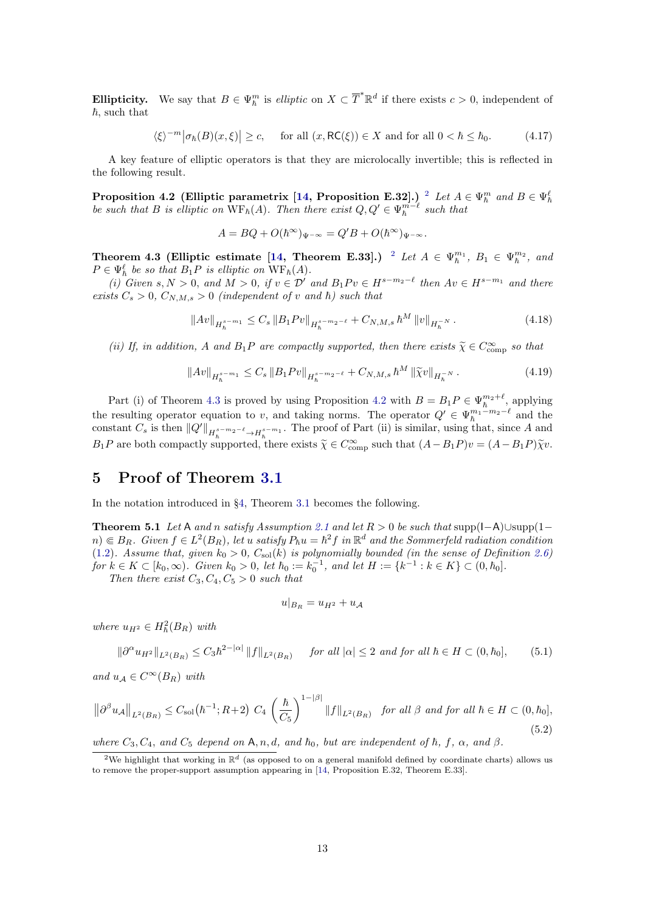**Ellipticity.** We say that $B \in \Psi_\hbar^m$ is *elliptic* on $X \subset \overline{T}^*\mathbb{R}^d$ if there exists $c > 0$, independent of $\hbar$, such that

$$\langle\xi\rangle^{-m}\big|\sigma_\hbar(B)(x,\xi)\big| \geq c, \quad \text{ for all } (x, \mathsf{RC}(\xi)) \in X \text{ and for all } 0 < \hbar \leq \hbar_0. \tag{4.17}$$

A key feature of elliptic operators is that they are microlocally invertible; this is reflected in the following result.

**Proposition 4.2 (Elliptic parametrix [14, Proposition E.32].)** [2] *Let $A \in \Psi_\hbar^m$ and $B \in \Psi_\hbar^\ell$ be such that $B$ is elliptic on $\mathrm{WF}_\hbar(A)$. Then there exist $Q, Q' \in \Psi_\hbar^{m-\ell}$ such that*

$$A = BQ + O(\hbar^\infty)_{\Psi^{-\infty}} = Q'B + O(\hbar^\infty)_{\Psi^{-\infty}}.$$

**Theorem 4.3 (Elliptic estimate [14, Theorem E.33].)** [2] *Let $A \in \Psi_\hbar^{m_1}$, $B_1 \in \Psi_\hbar^{m_2}$, and $P \in \Psi_\hbar^\ell$ be so that $B_1 P$ is elliptic on $\mathrm{WF}_\hbar(A)$.*

*(i) Given $s, N > 0$, and $M > 0$, if $v \in \mathcal{D}'$ and $B_1 P v \in H^{s-m_2-\ell}$ then $Av \in H^{s-m_1}$ and there exists $C_s > 0$, $C_{N,M,s} > 0$ (independent of $v$ and $\hbar$) such that*

$$\|Av\|_{H_\hbar^{s-m_1}} \leq C_s \|B_1 P v\|_{H_\hbar^{s-m_2-\ell}} + C_{N,M,s}\, \hbar^M \|v\|_{H_\hbar^{-N}}. \tag{4.18}$$

*(ii) If, in addition, $A$ and $B_1 P$ are compactly supported, then there exists $\widetilde{\chi} \in C^\infty_{\mathrm{comp}}$ so that*

$$\|Av\|_{H_\hbar^{s-m_1}} \leq C_s \|B_1 P v\|_{H_\hbar^{s-m_2-\ell}} + C_{N,M,s}\, \hbar^M \|\widetilde{\chi} v\|_{H_\hbar^{-N}}. \tag{4.19}$$

Part (i) of Theorem 4.3 is proved by using Proposition 4.2 with $B = B_1 P \in \Psi_\hbar^{m_2+\ell}$, applying the resulting operator equation to $v$, and taking norms. The operator $Q' \in \Psi_\hbar^{m_1-m_2-\ell}$ and the constant $C_s$ is then $\|Q'\|_{H_\hbar^{s-m_2-\ell} \to H_\hbar^{s-m_1}}$. The proof of Part (ii) is similar, using that, since $A$ and $B_1 P$ are both compactly supported, there exists $\widetilde{\chi} \in C^\infty_{\mathrm{comp}}$ such that $(A - B_1 P)v = (A - B_1 P)\widetilde{\chi} v$.

# 5 Proof of Theorem 3.1

In the notation introduced in §4, Theorem 3.1 becomes the following.

**Theorem 5.1** *Let $\mathsf{A}$ and $n$ satisfy Assumption 2.1 and let $R > 0$ be such that $\mathrm{supp}(\mathsf{I}-\mathsf{A}) \cup \mathrm{supp}(1-n) \Subset B_R$. Given $f \in L^2(B_R)$, let $u$ satisfy $P_\hbar u = \hbar^2 f$ in $\mathbb{R}^d$ and the Sommerfeld radiation condition (1.2). Assume that, given $k_0 > 0$, $C_{\mathrm{sol}}(k)$ is polynomially bounded (in the sense of Definition 2.6) for $k \in K \subset [k_0, \infty)$. Given $k_0 > 0$, let $\hbar_0 := k_0^{-1}$, and let $H := \{k^{-1} : k \in K\} \subset (0, \hbar_0]$.*

*Then there exist $C_3, C_4, C_5 > 0$ such that*

$$u|_{B_R} = u_{H^2} + u_{\mathcal{A}}$$

*where $u_{H^2} \in H_\hbar^2(B_R)$ with*

$$\|\partial^\alpha u_{H^2}\|_{L^2(B_R)} \leq C_3 \hbar^{2-|\alpha|}\|f\|_{L^2(B_R)} \quad \text{ for all } |\alpha| \leq 2 \text{ and for all } \hbar \in H \subset (0, \hbar_0], \tag{5.1}$$

*and $u_{\mathcal{A}} \in C^\infty(B_R)$ with*

$$\big\|\partial^\beta u_{\mathcal{A}}\big\|_{L^2(B_R)} \leq C_{\mathrm{sol}}\big(\hbar^{-1}; R+2\big)\; C_4 \left(\frac{\hbar}{C_5}\right)^{1-|\beta|}\|f\|_{L^2(B_R)} \quad \text{for all } \beta \text{ and for all } \hbar \in H \subset (0, \hbar_0], \tag{5.2}$$

*where $C_3, C_4$, and $C_5$ depend on $\mathsf{A}, n, d$, and $\hbar_0$, but are independent of $\hbar$, $f$, $\alpha$, and $\beta$.*

[2] We highlight that working in $\mathbb{R}^d$ (as opposed to on a general manifold defined by coordinate charts) allows us to remove the proper-support assumption appearing in [14, Proposition E.32, Theorem E.33].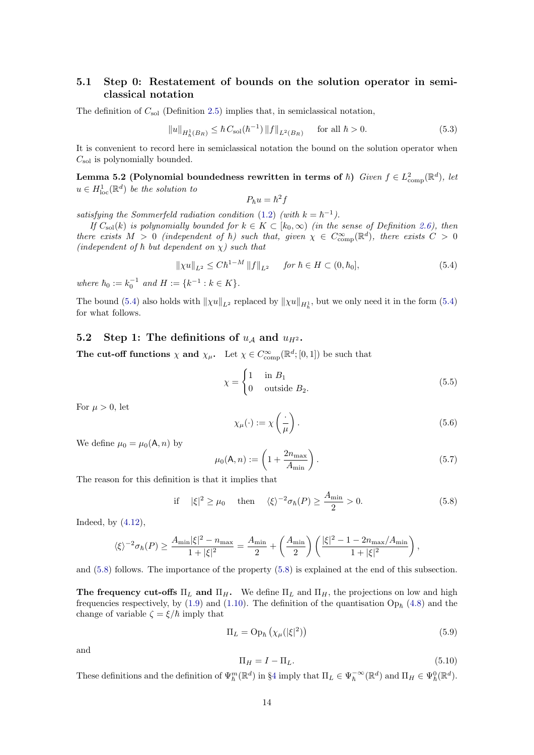### 5.1 Step 0: Restatement of bounds on the solution operator in semiclassical notation

The definition of $C_{\rm sol}$ (Definition 2.5) implies that, in semiclassical notation,

$$\|u\|_{H^1_\hbar(B_R)} \leq \hbar\, C_{\rm sol}(\hbar^{-1})\, \|f\|_{L^2(B_R)} \qquad \text{for all } \hbar > 0. \tag{5.3}$$

It is convenient to record here in semiclassical notation the bound on the solution operator when $C_{\rm sol}$ is polynomially bounded.

**Lemma 5.2 (Polynomial boundedness rewritten in terms of $\hbar$)** *Given $f \in L^2_{\rm comp}(\mathbb{R}^d)$, let $u \in H^1_{\rm loc}(\mathbb{R}^d)$ be the solution to*

$$P_\hbar u = \hbar^2 f$$

*satisfying the Sommerfeld radiation condition (1.2) (with $k = \hbar^{-1}$).*

*If $C_{\rm sol}(k)$ is polynomially bounded for $k \in K \subset [k_0, \infty)$ (in the sense of Definition 2.6), then there exists $M > 0$ (independent of $\hbar$) such that, given $\chi \in C^\infty_{\rm comp}(\mathbb{R}^d)$, there exists $C > 0$ (independent of $\hbar$ but dependent on $\chi$) such that*

$$\|\chi u\|_{L^2} \leq C\hbar^{1-M}\, \|f\|_{L^2} \qquad \text{for } \hbar \in H \subset (0, \hbar_0], \tag{5.4}$$

*where $\hbar_0 := k_0^{-1}$ and $H := \{k^{-1} : k \in K\}$.*

The bound (5.4) also holds with $\|\chi u\|_{L^2}$ replaced by $\|\chi u\|_{H^1_\hbar}$, but we only need it in the form (5.4) for what follows.

### 5.2 Step 1: The definitions of $u_{\mathcal{A}}$ and $u_{H^2}$.

**The cut-off functions $\chi$ and $\chi_\mu$.** Let $\chi \in C^\infty_{\rm comp}(\mathbb{R}^d; [0,1])$ be such that

$$\chi = \begin{cases} 1 & \text{in } B_1 \\ 0 & \text{outside } B_2. \end{cases} \tag{5.5}$$

For $\mu > 0$, let

$$\chi_\mu(\cdot) := \chi\left(\frac{\cdot}{\mu}\right). \tag{5.6}$$

We define $\mu_0 = \mu_0(\mathsf{A}, n)$ by

$$\mu_0(\mathsf{A}, n) := \left(1 + \frac{2n_{\max}}{A_{\min}}\right). \tag{5.7}$$

The reason for this definition is that it implies that

$$\text{if} \quad |\xi|^2 \geq \mu_0 \quad \text{then} \quad \langle \xi \rangle^{-2} \sigma_\hbar(P) \geq \frac{A_{\min}}{2} > 0. \tag{5.8}$$

Indeed, by (4.12),

$$\langle \xi \rangle^{-2}\sigma_\hbar(P) \geq \frac{A_{\min}|\xi|^2 - n_{\max}}{1 + |\xi|^2} = \frac{A_{\min}}{2} + \left(\frac{A_{\min}}{2}\right)\left(\frac{|\xi|^2 - 1 - 2n_{\max}/A_{\min}}{1 + |\xi|^2}\right),$$

and (5.8) follows. The importance of the property (5.8) is explained at the end of this subsection.

**The frequency cut-offs $\Pi_L$ and $\Pi_H$.** We define $\Pi_L$ and $\Pi_H$, the projections on low and high frequencies respectively, by (1.9) and (1.10). The definition of the quantisation $\mathrm{Op}_\hbar$ (4.8) and the change of variable $\zeta = \xi/\hbar$ imply that

$$\Pi_L = \mathrm{Op}_\hbar\left(\chi_\mu(|\xi|^2)\right) \tag{5.9}$$

and

$$\Pi_H = I - \Pi_L. \tag{5.10}$$

These definitions and the definition of $\Psi^m_\hbar(\mathbb{R}^d)$ in §4 imply that $\Pi_L \in \Psi^{-\infty}_\hbar(\mathbb{R}^d)$ and $\Pi_H \in \Psi^0_\hbar(\mathbb{R}^d)$.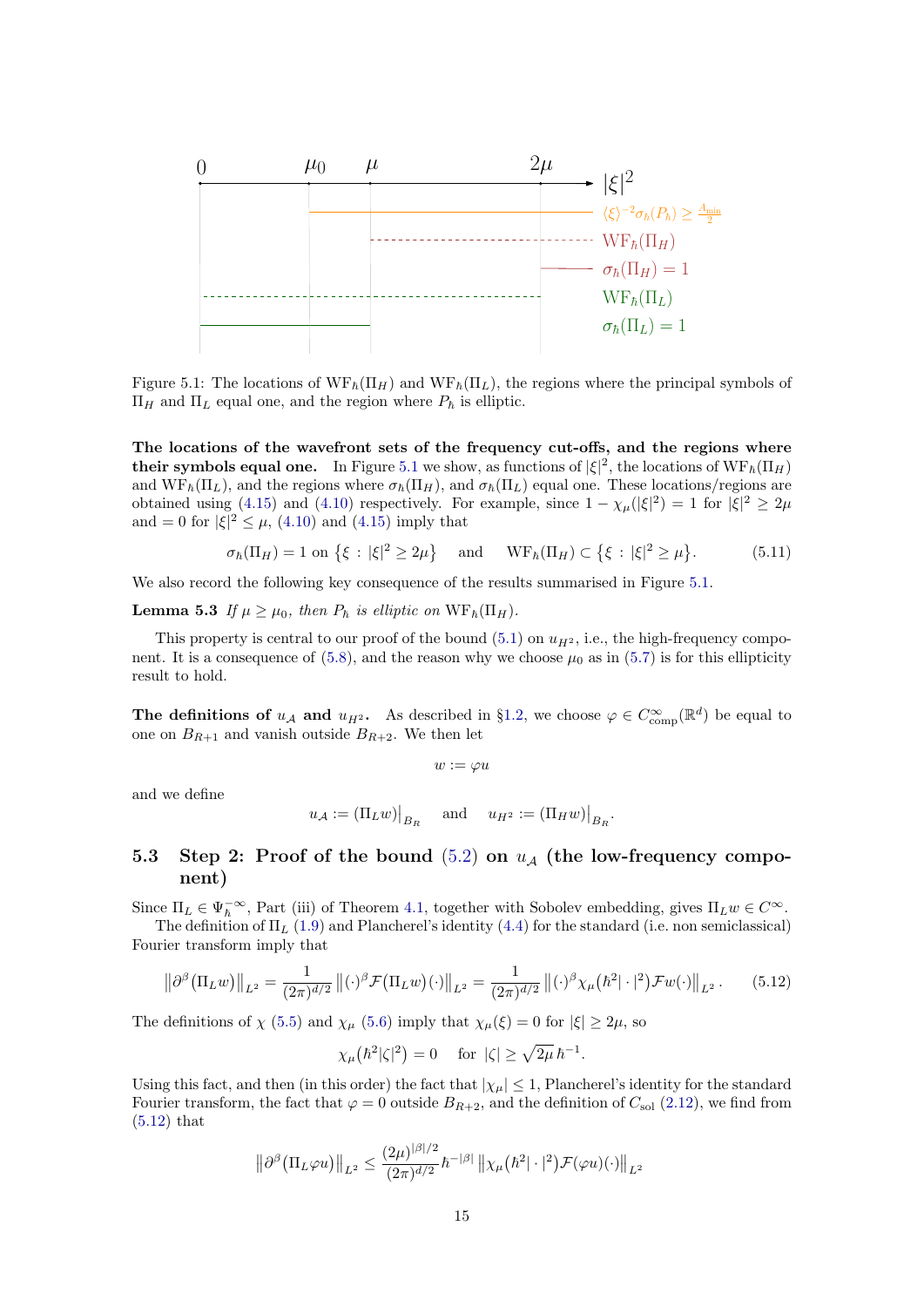Figure 5.1: The locations of $\mathrm{WF}_\hbar(\Pi_H)$ and $\mathrm{WF}_\hbar(\Pi_L)$, the regions where the principal symbols of $\Pi_H$ and $\Pi_L$ equal one, and the region where $P_\hbar$ is elliptic.

**The locations of the wavefront sets of the frequency cut-offs, and the regions where their symbols equal one.** In Figure 5.1 we show, as functions of $|\xi|^2$, the locations of $\mathrm{WF}_\hbar(\Pi_H)$ and $\mathrm{WF}_\hbar(\Pi_L)$, and the regions where $\sigma_\hbar(\Pi_H)$, and $\sigma_\hbar(\Pi_L)$ equal one. These locations/regions are obtained using (4.15) and (4.10) respectively. For example, since $1-\chi_\mu(|\xi|^2) = 1$ for $|\xi|^2 \geq 2\mu$ and $= 0$ for $|\xi|^2 \leq \mu$, (4.10) and (4.15) imply that

$$
\sigma_\hbar(\Pi_H) = 1 \text{ on } \big\{\xi \,:\, |\xi|^2 \geq 2\mu\big\} \quad \text{ and } \quad \mathrm{WF}_\hbar(\Pi_H) \subset \big\{\xi \,:\, |\xi|^2 \geq \mu\big\}. \tag{5.11}
$$

We also record the following key consequence of the results summarised in Figure 5.1.

**Lemma 5.3** *If $\mu \geq \mu_0$, then $P_\hbar$ is elliptic on $\mathrm{WF}_\hbar(\Pi_H)$.*

This property is central to our proof of the bound (5.1) on $u_{H^2}$, i.e., the high-frequency component. It is a consequence of (5.8), and the reason why we choose $\mu_0$ as in (5.7) is for this ellipticity result to hold.

**The definitions of $u_{\mathcal{A}}$ and $u_{H^2}$.** As described in §1.2, we choose $\varphi \in C^\infty_{\rm comp}(\mathbb{R}^d)$ be equal to one on $B_{R+1}$ and vanish outside $B_{R+2}$. We then let

$$
w := \varphi u
$$

and we define

$$
u_{\mathcal{A}} := (\Pi_L w)\big|_{B_R} \quad \text{ and } \quad u_{H^2} := (\Pi_H w)\big|_{B_R}.
$$

## 5.3 Step 2: Proof of the bound (5.2) on $u_{\mathcal{A}}$ (the low-frequency component)

Since $\Pi_L \in \Psi_\hbar^{-\infty}$, Part (iii) of Theorem 4.1, together with Sobolev embedding, gives $\Pi_L w \in C^\infty$.

The definition of $\Pi_L$ (1.9) and Plancherel's identity (4.4) for the standard (i.e. non semiclassical) Fourier transform imply that

$$
\big\|\partial^\beta\big(\Pi_L w\big)\big\|_{L^2} = \frac{1}{(2\pi)^{d/2}}\big\|(\cdot)^\beta \mathcal{F}\big(\Pi_L w\big)(\cdot)\big\|_{L^2} = \frac{1}{(2\pi)^{d/2}}\big\|(\cdot)^\beta \chi_\mu\big(\hbar^2|\cdot|^2\big)\mathcal{F}w(\cdot)\big\|_{L^2}. \tag{5.12}
$$

The definitions of $\chi$ (5.5) and $\chi_\mu$ (5.6) imply that $\chi_\mu(\xi) = 0$ for $|\xi| \geq 2\mu$, so

$$
\chi_\mu\big(\hbar^2|\zeta|^2\big) = 0 \quad \text{ for } |\zeta| \geq \sqrt{2\mu}\,\hbar^{-1}.
$$

Using this fact, and then (in this order) the fact that $|\chi_\mu| \leq 1$, Plancherel's identity for the standard Fourier transform, the fact that $\varphi = 0$ outside $B_{R+2}$, and the definition of $C_{\rm sol}$ (2.12), we find from (5.12) that

$$
\big\|\partial^\beta\big(\Pi_L \varphi u\big)\big\|_{L^2} \leq \frac{(2\mu)^{|\beta|/2}}{(2\pi)^{d/2}}\hbar^{-|\beta|}\,\big\|\chi_\mu\big(\hbar^2|\cdot|^2\big)\mathcal{F}(\varphi u)(\cdot)\big\|_{L^2}
$$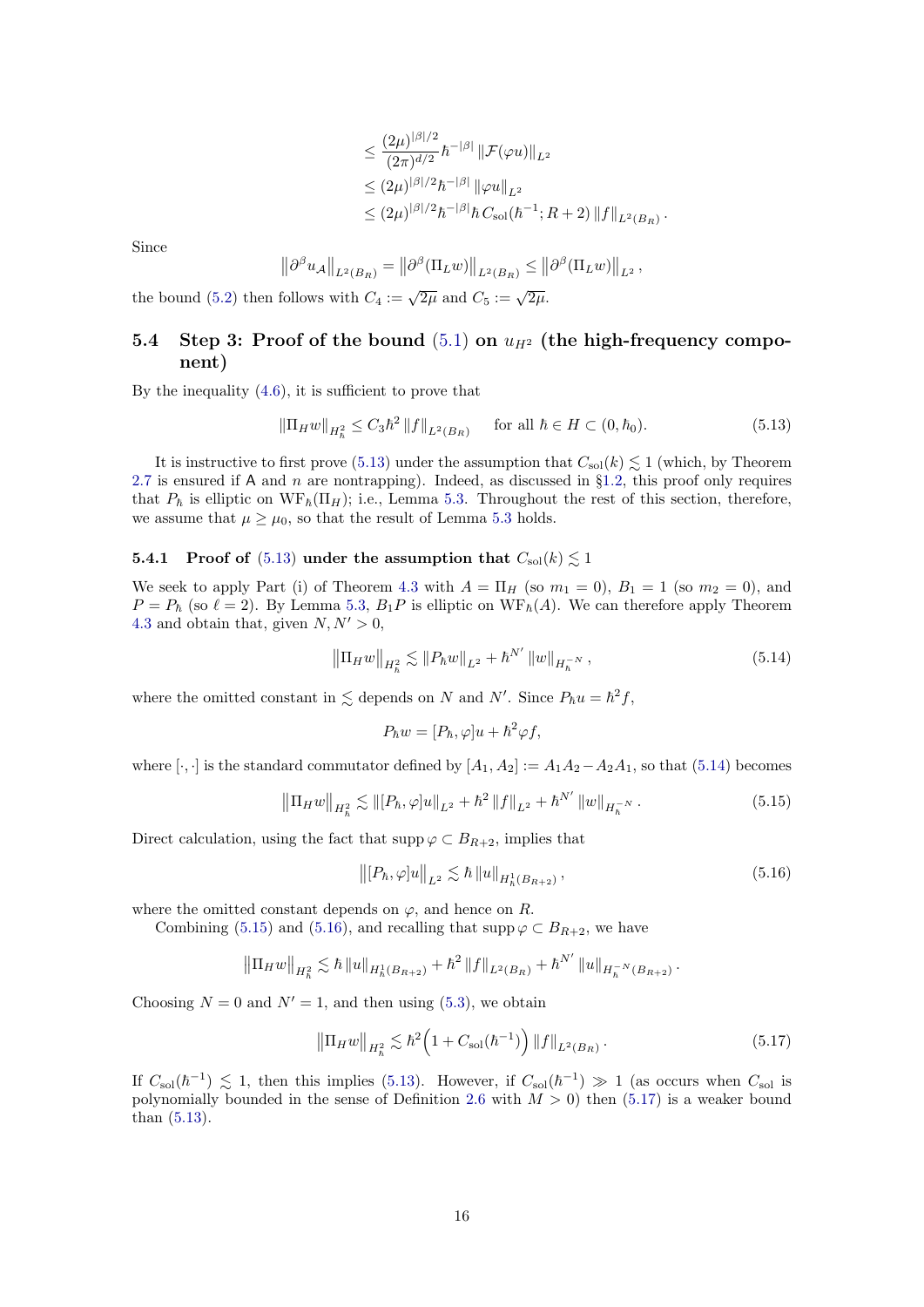$$
\begin{aligned}
&\leq \frac{(2\mu)^{|\beta|/2}}{(2\pi)^{d/2}} \hbar^{-|\beta|} \left\| \mathcal{F}(\varphi u) \right\|_{L^2} \\
&\leq (2\mu)^{|\beta|/2} \hbar^{-|\beta|} \left\| \varphi u \right\|_{L^2} \\
&\leq (2\mu)^{|\beta|/2} \hbar^{-|\beta|} \hbar \, C_{\rm sol}(\hbar^{-1}; R+2) \left\| f \right\|_{L^2(B_R)}.
\end{aligned}
$$

Since

$$
\left\| \partial^\beta u_{\mathcal{A}} \right\|_{L^2(B_R)} = \left\| \partial^\beta (\Pi_L w) \right\|_{L^2(B_R)} \leq \left\| \partial^\beta (\Pi_L w) \right\|_{L^2},
$$

the bound (5.2) then follows with $C_4 := \sqrt{2\mu}$ and $C_5 := \sqrt{2\mu}$.

## 5.4 Step 3: Proof of the bound (5.1) on $u_{H^2}$ (the high-frequency component)

By the inequality (4.6), it is sufficient to prove that

$$
\left\| \Pi_H w \right\|_{H^2_\hbar} \leq C_3 \hbar^2 \left\| f \right\|_{L^2(B_R)} \quad \text{for all } \hbar \in H \subset (0, \hbar_0). \tag{5.13}
$$

It is instructive to first prove (5.13) under the assumption that $C_{\rm sol}(k) \lesssim 1$ (which, by Theorem 2.7 is ensured if $\mathsf{A}$ and $n$ are nontrapping). Indeed, as discussed in §1.2, this proof only requires that $P_\hbar$ is elliptic on $\mathrm{WF}_\hbar(\Pi_H)$; i.e., Lemma 5.3. Throughout the rest of this section, therefore, we assume that $\mu \geq \mu_0$, so that the result of Lemma 5.3 holds.

### 5.4.1 Proof of (5.13) under the assumption that $C_{\rm sol}(k) \lesssim 1$

We seek to apply Part (i) of Theorem 4.3 with $A = \Pi_H$ (so $m_1 = 0$), $B_1 = 1$ (so $m_2 = 0$), and $P = P_\hbar$ (so $\ell = 2$). By Lemma 5.3, $B_1 P$ is elliptic on $\mathrm{WF}_\hbar(A)$. We can therefore apply Theorem 4.3 and obtain that, given $N, N' > 0$,

$$
\left\| \Pi_H w \right\|_{H^2_\hbar} \lesssim \left\| P_\hbar w \right\|_{L^2} + \hbar^{N'} \left\| w \right\|_{H_\hbar^{-N}}, \tag{5.14}
$$

where the omitted constant in $\lesssim$ depends on $N$ and $N'$. Since $P_\hbar u = \hbar^2 f$,

$$
P_\hbar w = [P_\hbar, \varphi] u + \hbar^2 \varphi f,
$$

where $[\cdot, \cdot]$ is the standard commutator defined by $[A_1, A_2] := A_1 A_2 - A_2 A_1$, so that (5.14) becomes

$$
\left\| \Pi_H w \right\|_{H^2_\hbar} \lesssim \left\| [P_\hbar, \varphi] u \right\|_{L^2} + \hbar^2 \left\| f \right\|_{L^2} + \hbar^{N'} \left\| w \right\|_{H_\hbar^{-N}}. \tag{5.15}
$$

Direct calculation, using the fact that $\operatorname{supp} \varphi \subset B_{R+2}$, implies that

$$
\left\| [P_\hbar, \varphi] u \right\|_{L^2} \lesssim \hbar \left\| u \right\|_{H^1_\hbar(B_{R+2})}, \tag{5.16}
$$

where the omitted constant depends on $\varphi$, and hence on $R$.

Combining (5.15) and (5.16), and recalling that $\operatorname{supp} \varphi \subset B_{R+2}$, we have

$$
\left\| \Pi_H w \right\|_{H^2_\hbar} \lesssim \hbar \left\| u \right\|_{H^1_\hbar(B_{R+2})} + \hbar^2 \left\| f \right\|_{L^2(B_R)} + \hbar^{N'} \left\| u \right\|_{H_\hbar^{-N}(B_{R+2})}.
$$

Choosing $N = 0$ and $N' = 1$, and then using (5.3), we obtain

$$
\left\| \Pi_H w \right\|_{H^2_\hbar} \lesssim \hbar^2 \Big( 1 + C_{\rm sol}(\hbar^{-1}) \Big) \left\| f \right\|_{L^2(B_R)}. \tag{5.17}
$$

If $C_{\rm sol}(\hbar^{-1}) \lesssim 1$, then this implies (5.13). However, if $C_{\rm sol}(\hbar^{-1}) \gg 1$ (as occurs when $C_{\rm sol}$ is polynomially bounded in the sense of Definition 2.6 with $M > 0$) then (5.17) is a weaker bound than (5.13).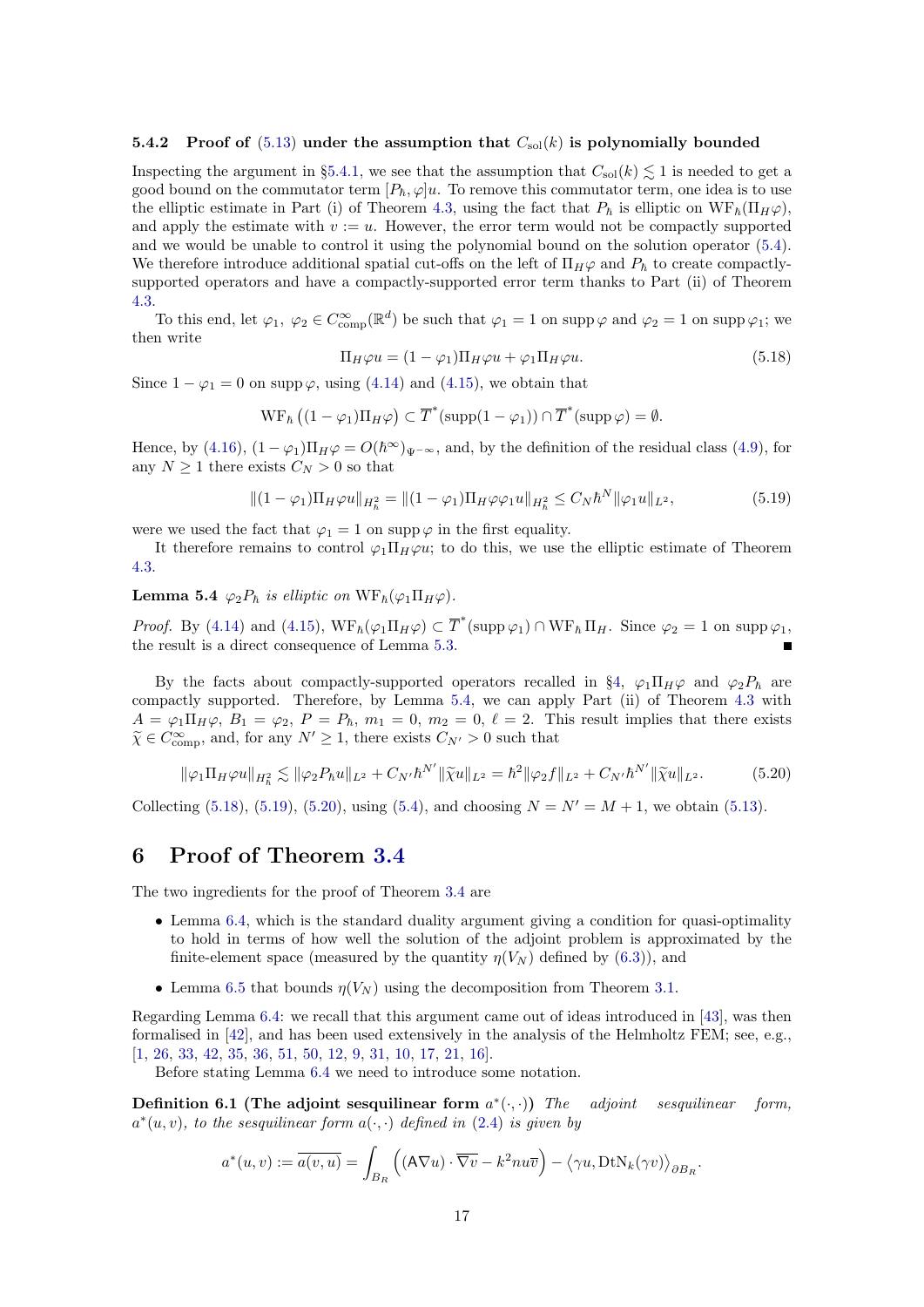### 5.4.2 Proof of (5.13) under the assumption that $C_{\rm sol}(k)$ is polynomially bounded

Inspecting the argument in §5.4.1, we see that the assumption that $C_{\rm sol}(k) \lesssim 1$ is needed to get a good bound on the commutator term $[P_\hbar, \varphi]u$. To remove this commutator term, one idea is to use the elliptic estimate in Part (i) of Theorem 4.3, using the fact that $P_\hbar$ is elliptic on $\mathrm{WF}_\hbar(\Pi_H\varphi)$, and apply the estimate with $v := u$. However, the error term would not be compactly supported and we would be unable to control it using the polynomial bound on the solution operator (5.4). We therefore introduce additional spatial cut-offs on the left of $\Pi_H\varphi$ and $P_\hbar$ to create compactly-supported operators and have a compactly-supported error term thanks to Part (ii) of Theorem 4.3.

To this end, let $\varphi_1,\ \varphi_2 \in C^\infty_{\rm comp}(\mathbb{R}^d)$ be such that $\varphi_1 = 1$ on $\operatorname{supp}\varphi$ and $\varphi_2 = 1$ on $\operatorname{supp}\varphi_1$; we then write

$$
\Pi_H\varphi u = (1-\varphi_1)\Pi_H\varphi u + \varphi_1\Pi_H\varphi u. \tag{5.18}
$$

Since $1-\varphi_1 = 0$ on $\operatorname{supp}\varphi$, using (4.14) and (4.15), we obtain that

$$
\mathrm{WF}_\hbar\big((1-\varphi_1)\Pi_H\varphi\big) \subset \overline{T}^*(\operatorname{supp}(1-\varphi_1)) \cap \overline{T}^*(\operatorname{supp}\varphi) = \emptyset.
$$

Hence, by (4.16), $(1-\varphi_1)\Pi_H\varphi = O(\hbar^\infty)_{\Psi^{-\infty}}$, and, by the definition of the residual class (4.9), for any $N \geq 1$ there exists $C_N > 0$ so that

$$
\|(1-\varphi_1)\Pi_H\varphi u\|_{H^2_\hbar} = \|(1-\varphi_1)\Pi_H\varphi\varphi_1 u\|_{H^2_\hbar} \leq C_N\hbar^N\|\varphi_1 u\|_{L^2}, \tag{5.19}
$$

were we used the fact that $\varphi_1 = 1$ on $\operatorname{supp}\varphi$ in the first equality.

It therefore remains to control $\varphi_1\Pi_H\varphi u$; to do this, we use the elliptic estimate of Theorem 4.3.

**Lemma 5.4** *$\varphi_2 P_\hbar$ is elliptic on $\mathrm{WF}_\hbar(\varphi_1\Pi_H\varphi)$.*

*Proof.* By (4.14) and (4.15), $\mathrm{WF}_\hbar(\varphi_1\Pi_H\varphi) \subset \overline{T}^*(\operatorname{supp}\varphi_1) \cap \mathrm{WF}_\hbar\,\Pi_H$. Since $\varphi_2 = 1$ on $\operatorname{supp}\varphi_1$, the result is a direct consequence of Lemma 5.3. ∎

By the facts about compactly-supported operators recalled in §4, $\varphi_1\Pi_H\varphi$ and $\varphi_2 P_\hbar$ are compactly supported. Therefore, by Lemma 5.4, we can apply Part (ii) of Theorem 4.3 with $A = \varphi_1\Pi_H\varphi$, $B_1 = \varphi_2$, $P = P_\hbar$, $m_1 = 0$, $m_2 = 0$, $\ell = 2$. This result implies that there exists $\widetilde{\chi} \in C^\infty_{\rm comp}$, and, for any $N' \geq 1$, there exists $C_{N'} > 0$ such that

$$
\|\varphi_1\Pi_H\varphi u\|_{H^2_\hbar} \lesssim \|\varphi_2 P_\hbar u\|_{L^2} + C_{N'}\hbar^{N'}\|\widetilde{\chi}u\|_{L^2} = \hbar^2\|\varphi_2 f\|_{L^2} + C_{N'}\hbar^{N'}\|\widetilde{\chi}u\|_{L^2}. \tag{5.20}
$$

Collecting (5.18), (5.19), (5.20), using (5.4), and choosing $N = N' = M+1$, we obtain (5.13).

# 6 Proof of Theorem 3.4

The two ingredients for the proof of Theorem 3.4 are

- Lemma 6.4, which is the standard duality argument giving a condition for quasi-optimality to hold in terms of how well the solution of the adjoint problem is approximated by the finite-element space (measured by the quantity $\eta(V_N)$ defined by (6.3)), and
- Lemma 6.5 that bounds $\eta(V_N)$ using the decomposition from Theorem 3.1.

Regarding Lemma 6.4: we recall that this argument came out of ideas introduced in [43], was then formalised in [42], and has been used extensively in the analysis of the Helmholtz FEM; see, e.g., [1, 26, 33, 42, 35, 36, 51, 50, 12, 9, 31, 10, 17, 21, 16].

Before stating Lemma 6.4 we need to introduce some notation.

**Definition 6.1 (The adjoint sesquilinear form $a^*(\cdot,\cdot)$)** *The adjoint sesquilinear form, $a^*(u,v)$, to the sesquilinear form $a(\cdot,\cdot)$ defined in (2.4) is given by*

$$
a^*(u,v) := \overline{a(v,u)} = \int_{B_R}\Big((\mathsf{A}\nabla u)\cdot\overline{\nabla v} - k^2 n u\overline{v}\Big) - \big\langle \gamma u, \mathrm{DtN}_k(\gamma v)\big\rangle_{\partial B_R}.
$$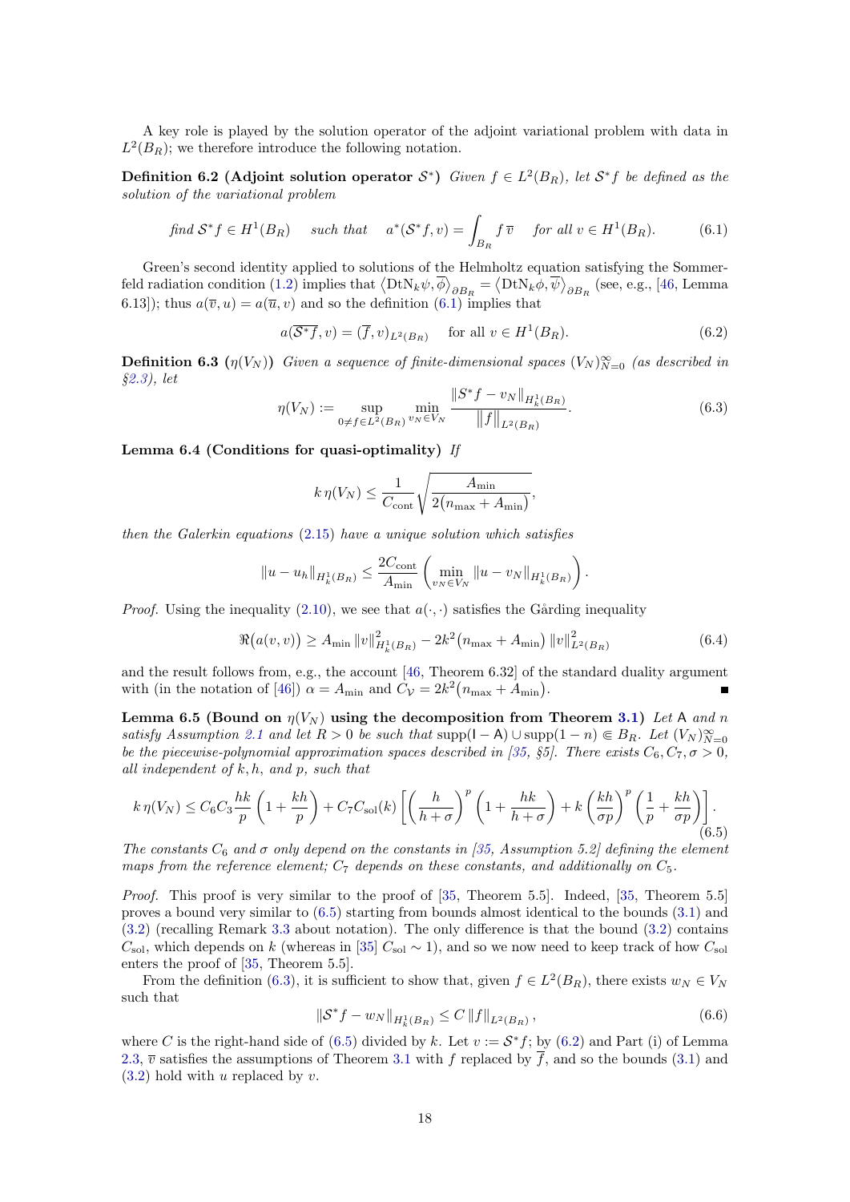A key role is played by the solution operator of the adjoint variational problem with data in $L^2(B_R)$; we therefore introduce the following notation.

**Definition 6.2 (Adjoint solution operator $\mathcal{S}^*$)** *Given $f \in L^2(B_R)$, let $\mathcal{S}^* f$ be defined as the solution of the variational problem*

$$\text{find } \mathcal{S}^* f \in H^1(B_R) \quad \text{such that} \quad a^*(\mathcal{S}^* f, v) = \int_{B_R} f\, \overline{v} \quad \text{for all } v \in H^1(B_R). \tag{6.1}$$

Green's second identity applied to solutions of the Helmholtz equation satisfying the Sommerfeld radiation condition (1.2) implies that $\langle \mathrm{DtN}_k \psi, \overline{\phi} \rangle_{\partial B_R} = \langle \mathrm{DtN}_k \phi, \overline{\psi} \rangle_{\partial B_R}$ (see, e.g., [46, Lemma 6.13]); thus $a(\overline{v}, u) = a(\overline{u}, v)$ and so the definition (6.1) implies that

$$a(\overline{\mathcal{S}^* f}, v) = (\overline{f}, v)_{L^2(B_R)} \quad \text{for all } v \in H^1(B_R). \tag{6.2}$$

**Definition 6.3 ($\eta(V_N)$)** *Given a sequence of finite-dimensional spaces $(V_N)_{N=0}^\infty$ (as described in §2.3), let*

$$\eta(V_N) := \sup_{0 \neq f \in L^2(B_R)} \min_{v_N \in V_N} \frac{\|S^* f - v_N\|_{H^1_k(B_R)}}{\|f\|_{L^2(B_R)}}. \tag{6.3}$$

**Lemma 6.4 (Conditions for quasi-optimality)** *If*

$$k\, \eta(V_N) \leq \frac{1}{C_{\mathrm{cont}}} \sqrt{\frac{A_{\min}}{2(n_{\max} + A_{\min})}},$$

*then the Galerkin equations (2.15) have a unique solution which satisfies*

$$\|u - u_h\|_{H^1_k(B_R)} \leq \frac{2C_{\mathrm{cont}}}{A_{\min}} \left( \min_{v_N \in V_N} \|u - v_N\|_{H^1_k(B_R)} \right).$$

*Proof.* Using the inequality (2.10), we see that $a(\cdot,\cdot)$ satisfies the Gårding inequality

$$\Re\big(a(v,v)\big) \geq A_{\min} \|v\|^2_{H^1_k(B_R)} - 2k^2\big(n_{\max} + A_{\min}\big) \|v\|^2_{L^2(B_R)} \tag{6.4}$$

and the result follows from, e.g., the account [46, Theorem 6.32] of the standard duality argument with (in the notation of [46]) $\alpha = A_{\min}$ and $C_{\mathcal{V}} = 2k^2\big(n_{\max} + A_{\min}\big)$. ■

**Lemma 6.5 (Bound on $\eta(V_N)$ using the decomposition from Theorem 3.1)** *Let $\mathsf{A}$ and $n$ satisfy Assumption 2.1 and let $R > 0$ be such that $\mathrm{supp}(\mathsf{I} - \mathsf{A}) \cup \mathrm{supp}(1 - n) \Subset B_R$. Let $(V_N)_{N=0}^\infty$ be the piecewise-polynomial approximation spaces described in [35, §5]. There exists $C_6, C_7, \sigma > 0$, all independent of $k, h$, and $p$, such that*

$$k\, \eta(V_N) \leq C_6 C_3 \frac{hk}{p}\left(1 + \frac{kh}{p}\right) + C_7 C_{\mathrm{sol}}(k) \left[ \left(\frac{h}{h+\sigma}\right)^p \left(1 + \frac{hk}{h+\sigma}\right) + k\left(\frac{kh}{\sigma p}\right)^p \left(\frac{1}{p} + \frac{kh}{\sigma p}\right)\right]. \tag{6.5}$$

*The constants $C_6$ and $\sigma$ only depend on the constants in [35, Assumption 5.2] defining the element maps from the reference element; $C_7$ depends on these constants, and additionally on $C_5$.*

*Proof.* This proof is very similar to the proof of [35, Theorem 5.5]. Indeed, [35, Theorem 5.5] proves a bound very similar to (6.5) starting from bounds almost identical to the bounds (3.1) and (3.2) (recalling Remark 3.3 about notation). The only difference is that the bound (3.2) contains $C_{\mathrm{sol}}$, which depends on $k$ (whereas in [35] $C_{\mathrm{sol}} \sim 1$), and so we now need to keep track of how $C_{\mathrm{sol}}$ enters the proof of [35, Theorem 5.5].

From the definition (6.3), it is sufficient to show that, given $f \in L^2(B_R)$, there exists $w_N \in V_N$ such that

$$\|\mathcal{S}^* f - w_N\|_{H^1_k(B_R)} \leq C\, \|f\|_{L^2(B_R)}, \tag{6.6}$$

where $C$ is the right-hand side of (6.5) divided by $k$. Let $v := \mathcal{S}^* f$; by (6.2) and Part (i) of Lemma 2.3, $\overline{v}$ satisfies the assumptions of Theorem 3.1 with $f$ replaced by $\overline{f}$, and so the bounds (3.1) and (3.2) hold with $u$ replaced by $v$.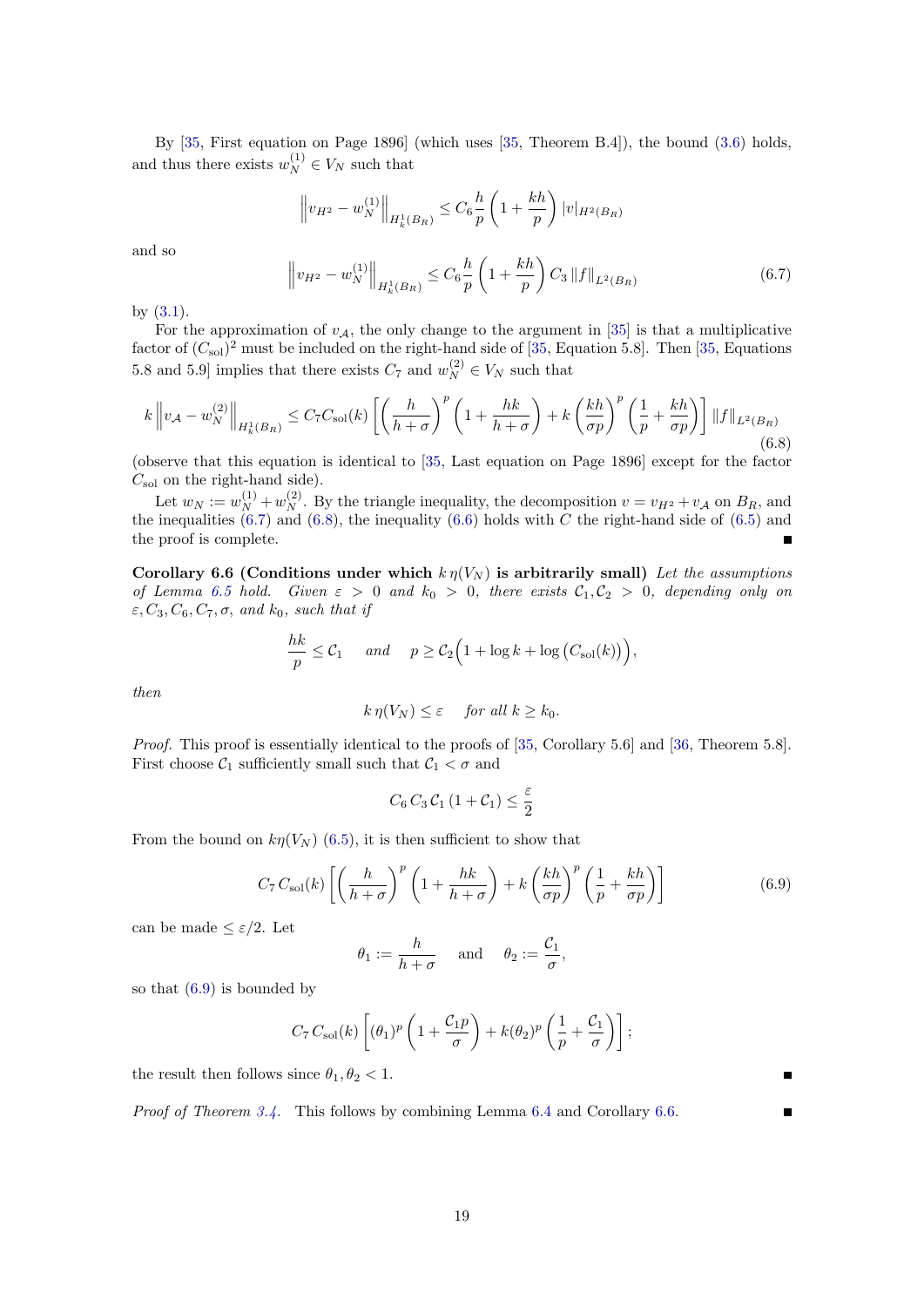By [35, First equation on Page 1896] (which uses [35, Theorem B.4]), the bound (3.6) holds, and thus there exists $w_N^{(1)} \in V_N$ such that

$$\left\| v_{H^2} - w_N^{(1)} \right\|_{H^1_k(B_R)} \leq C_6 \frac{h}{p} \left(1 + \frac{kh}{p}\right) |v|_{H^2(B_R)}$$

and so

$$\left\| v_{H^2} - w_N^{(1)} \right\|_{H^1_k(B_R)} \leq C_6 \frac{h}{p} \left(1 + \frac{kh}{p}\right) C_3 \|f\|_{L^2(B_R)} \tag{6.7}$$

by (3.1).

For the approximation of $v_{\mathcal{A}}$, the only change to the argument in [35] is that a multiplicative factor of $(C_{\rm sol})^2$ must be included on the right-hand side of [35, Equation 5.8]. Then [35, Equations 5.8 and 5.9] implies that there exists $C_7$ and $w_N^{(2)} \in V_N$ such that

$$k \left\| v_{\mathcal{A}} - w_N^{(2)} \right\|_{H^1_k(B_R)} \leq C_7 C_{\rm sol}(k) \left[ \left(\frac{h}{h+\sigma}\right)^p \left(1 + \frac{hk}{h+\sigma}\right) + k \left(\frac{kh}{\sigma p}\right)^p \left(\frac{1}{p} + \frac{kh}{\sigma p}\right) \right] \|f\|_{L^2(B_R)} \tag{6.8}$$

(observe that this equation is identical to [35, Last equation on Page 1896] except for the factor $C_{\rm sol}$ on the right-hand side).

Let $w_N := w_N^{(1)} + w_N^{(2)}$. By the triangle inequality, the decomposition $v = v_{H^2} + v_{\mathcal{A}}$ on $B_R$, and the inequalities (6.7) and (6.8), the inequality (6.6) holds with $C$ the right-hand side of (6.5) and the proof is complete. ∎

**Corollary 6.6 (Conditions under which $k\,\eta(V_N)$ is arbitrarily small)** *Let the assumptions of Lemma 6.5 hold. Given $\varepsilon > 0$ and $k_0 > 0$, there exists $\mathcal{C}_1, \mathcal{C}_2 > 0$, depending only on $\varepsilon, C_3, C_6, C_7, \sigma$, and $k_0$, such that if*

$$\frac{hk}{p} \leq \mathcal{C}_1 \quad \text{and} \quad p \geq \mathcal{C}_2\Big(1 + \log k + \log\big(C_{\rm sol}(k)\big)\Big),$$

*then*

$$k\,\eta(V_N) \leq \varepsilon \quad \text{for all } k \geq k_0.$$

*Proof.* This proof is essentially identical to the proofs of [35, Corollary 5.6] and [36, Theorem 5.8]. First choose $\mathcal{C}_1$ sufficiently small such that $\mathcal{C}_1 < \sigma$ and

$$C_6\, C_3\, \mathcal{C}_1\, (1 + \mathcal{C}_1) \leq \frac{\varepsilon}{2}$$

From the bound on $k\eta(V_N)$ (6.5), it is then sufficient to show that

$$C_7\, C_{\rm sol}(k) \left[ \left(\frac{h}{h+\sigma}\right)^p \left(1 + \frac{hk}{h+\sigma}\right) + k \left(\frac{kh}{\sigma p}\right)^p \left(\frac{1}{p} + \frac{kh}{\sigma p}\right) \right] \tag{6.9}$$

can be made $\leq \varepsilon/2$. Let

$$\theta_1 := \frac{h}{h+\sigma} \quad \text{and} \quad \theta_2 := \frac{\mathcal{C}_1}{\sigma},$$

so that (6.9) is bounded by

$$C_7\, C_{\rm sol}(k) \left[ (\theta_1)^p \left(1 + \frac{\mathcal{C}_1 p}{\sigma}\right) + k(\theta_2)^p \left(\frac{1}{p} + \frac{\mathcal{C}_1}{\sigma}\right) \right];$$

the result then follows since $\theta_1, \theta_2 < 1$. ∎

*Proof of Theorem 3.4.* This follows by combining Lemma 6.4 and Corollary 6.6. ∎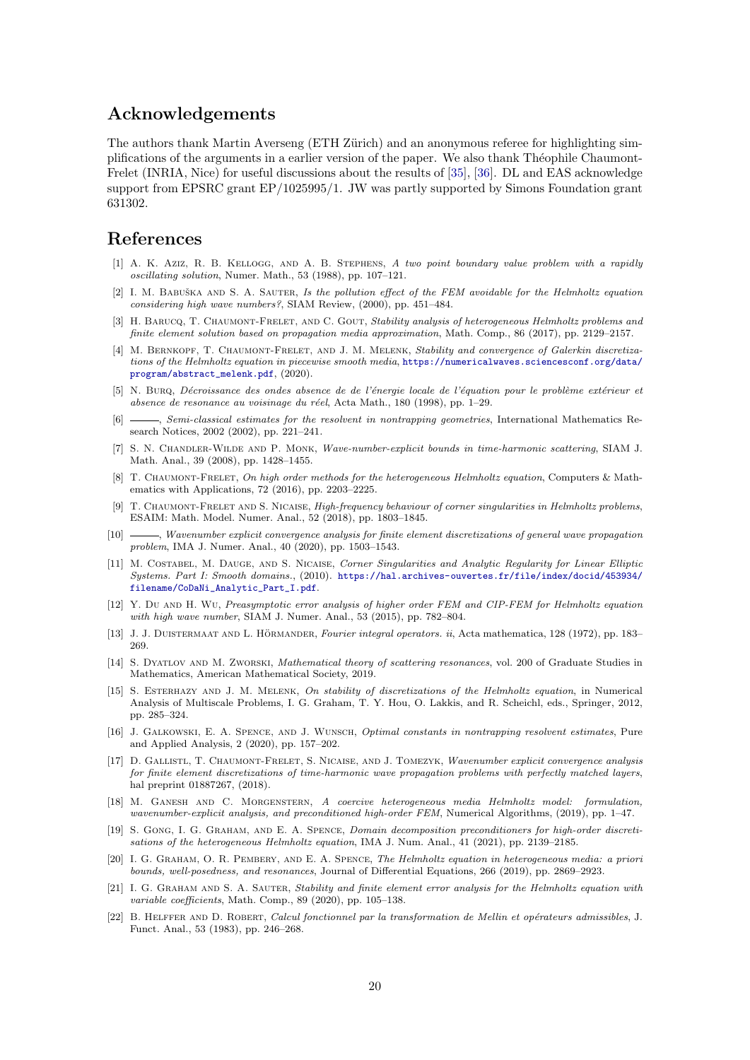## Acknowledgements

The authors thank Martin Averseng (ETH Zürich) and an anonymous referee for highlighting simplifications of the arguments in a earlier version of the paper. We also thank Théophile Chaumont-Frelet (INRIA, Nice) for useful discussions about the results of [35], [36]. DL and EAS acknowledge support from EPSRC grant EP/1025995/1. JW was partly supported by Simons Foundation grant 631302.

## References

[1] A. K. Aziz, R. B. Kellogg, and A. B. Stephens, *A two point boundary value problem with a rapidly oscillating solution*, Numer. Math., 53 (1988), pp. 107–121.

[2] I. M. Babuška and S. A. Sauter, *Is the pollution effect of the FEM avoidable for the Helmholtz equation considering high wave numbers?*, SIAM Review, (2000), pp. 451–484.

[3] H. Barucq, T. Chaumont-Frelet, and C. Gout, *Stability analysis of heterogeneous Helmholtz problems and finite element solution based on propagation media approximation*, Math. Comp., 86 (2017), pp. 2129–2157.

[4] M. Bernkopf, T. Chaumont-Frelet, and J. M. Melenk, *Stability and convergence of Galerkin discretizations of the Helmholtz equation in piecewise smooth media*, https://numericalwaves.sciencesconf.org/data/program/abstract_melenk.pdf, (2020).

[5] N. Burq, *Décroissance des ondes absence de de l'énergie locale de l'équation pour le problème extérieur et absence de resonance au voisinage du réel*, Acta Math., 180 (1998), pp. 1–29.

[6] ———, *Semi-classical estimates for the resolvent in nontrapping geometries*, International Mathematics Research Notices, 2002 (2002), pp. 221–241.

[7] S. N. Chandler-Wilde and P. Monk, *Wave-number-explicit bounds in time-harmonic scattering*, SIAM J. Math. Anal., 39 (2008), pp. 1428–1455.

[8] T. Chaumont-Frelet, *On high order methods for the heterogeneous Helmholtz equation*, Computers & Mathematics with Applications, 72 (2016), pp. 2203–2225.

[9] T. Chaumont-Frelet and S. Nicaise, *High-frequency behaviour of corner singularities in Helmholtz problems*, ESAIM: Math. Model. Numer. Anal., 52 (2018), pp. 1803–1845.

[10] ———, *Wavenumber explicit convergence analysis for finite element discretizations of general wave propagation problem*, IMA J. Numer. Anal., 40 (2020), pp. 1503–1543.

[11] M. Costabel, M. Dauge, and S. Nicaise, *Corner Singularities and Analytic Regularity for Linear Elliptic Systems. Part I: Smooth domains.*, (2010). https://hal.archives-ouvertes.fr/file/index/docid/453934/filename/CoDaNi_Analytic_Part_I.pdf.

[12] Y. Du and H. Wu, *Preasymptotic error analysis of higher order FEM and CIP-FEM for Helmholtz equation with high wave number*, SIAM J. Numer. Anal., 53 (2015), pp. 782–804.

[13] J. J. Duistermaat and L. Hörmander, *Fourier integral operators. ii*, Acta mathematica, 128 (1972), pp. 183–269.

[14] S. Dyatlov and M. Zworski, *Mathematical theory of scattering resonances*, vol. 200 of Graduate Studies in Mathematics, American Mathematical Society, 2019.

[15] S. Esterhazy and J. M. Melenk, *On stability of discretizations of the Helmholtz equation*, in Numerical Analysis of Multiscale Problems, I. G. Graham, T. Y. Hou, O. Lakkis, and R. Scheichl, eds., Springer, 2012, pp. 285–324.

[16] J. Galkowski, E. A. Spence, and J. Wunsch, *Optimal constants in nontrapping resolvent estimates*, Pure and Applied Analysis, 2 (2020), pp. 157–202.

[17] D. Gallistl, T. Chaumont-Frelet, S. Nicaise, and J. Tomezyk, *Wavenumber explicit convergence analysis for finite element discretizations of time-harmonic wave propagation problems with perfectly matched layers*, hal preprint 01887267, (2018).

[18] M. Ganesh and C. Morgenstern, *A coercive heterogeneous media Helmholtz model: formulation, wavenumber-explicit analysis, and preconditioned high-order FEM*, Numerical Algorithms, (2019), pp. 1–47.

[19] S. Gong, I. G. Graham, and E. A. Spence, *Domain decomposition preconditioners for high-order discretisations of the heterogeneous Helmholtz equation*, IMA J. Num. Anal., 41 (2021), pp. 2139–2185.

[20] I. G. Graham, O. R. Pembery, and E. A. Spence, *The Helmholtz equation in heterogeneous media: a priori bounds, well-posedness, and resonances*, Journal of Differential Equations, 266 (2019), pp. 2869–2923.

[21] I. G. Graham and S. A. Sauter, *Stability and finite element error analysis for the Helmholtz equation with variable coefficients*, Math. Comp., 89 (2020), pp. 105–138.

[22] B. Helffer and D. Robert, *Calcul fonctionnel par la transformation de Mellin et opérateurs admissibles*, J. Funct. Anal., 53 (1983), pp. 246–268.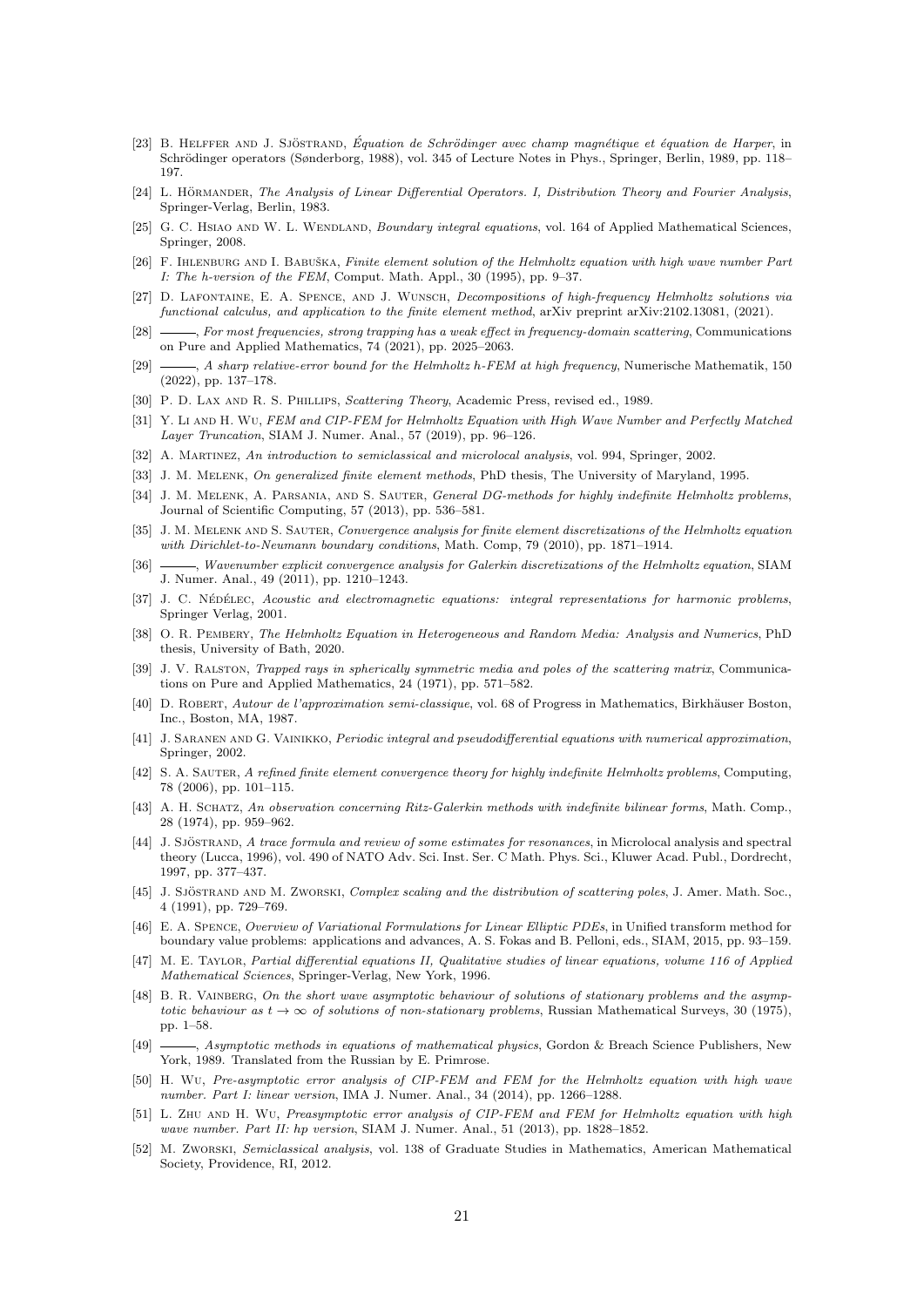[23] B. Helffer and J. Sjöstrand, *Équation de Schrödinger avec champ magnétique et équation de Harper*, in Schrödinger operators (Sønderborg, 1988), vol. 345 of Lecture Notes in Phys., Springer, Berlin, 1989, pp. 118–197.

[24] L. Hörmander, *The Analysis of Linear Differential Operators. I, Distribution Theory and Fourier Analysis*, Springer-Verlag, Berlin, 1983.

[25] G. C. Hsiao and W. L. Wendland, *Boundary integral equations*, vol. 164 of Applied Mathematical Sciences, Springer, 2008.

[26] F. Ihlenburg and I. Babuška, *Finite element solution of the Helmholtz equation with high wave number Part I: The h-version of the FEM*, Comput. Math. Appl., 30 (1995), pp. 9–37.

[27] D. Lafontaine, E. A. Spence, and J. Wunsch, *Decompositions of high-frequency Helmholtz solutions via functional calculus, and application to the finite element method*, arXiv preprint arXiv:2102.13081, (2021).

[28] ———, *For most frequencies, strong trapping has a weak effect in frequency-domain scattering*, Communications on Pure and Applied Mathematics, 74 (2021), pp. 2025–2063.

[29] ———, *A sharp relative-error bound for the Helmholtz h-FEM at high frequency*, Numerische Mathematik, 150 (2022), pp. 137–178.

[30] P. D. Lax and R. S. Phillips, *Scattering Theory*, Academic Press, revised ed., 1989.

[31] Y. Li and H. Wu, *FEM and CIP-FEM for Helmholtz Equation with High Wave Number and Perfectly Matched Layer Truncation*, SIAM J. Numer. Anal., 57 (2019), pp. 96–126.

[32] A. Martinez, *An introduction to semiclassical and microlocal analysis*, vol. 994, Springer, 2002.

[33] J. M. Melenk, *On generalized finite element methods*, PhD thesis, The University of Maryland, 1995.

[34] J. M. Melenk, A. Parsania, and S. Sauter, *General DG-methods for highly indefinite Helmholtz problems*, Journal of Scientific Computing, 57 (2013), pp. 536–581.

[35] J. M. Melenk and S. Sauter, *Convergence analysis for finite element discretizations of the Helmholtz equation with Dirichlet-to-Neumann boundary conditions*, Math. Comp, 79 (2010), pp. 1871–1914.

[36] ———, *Wavenumber explicit convergence analysis for Galerkin discretizations of the Helmholtz equation*, SIAM J. Numer. Anal., 49 (2011), pp. 1210–1243.

[37] J. C. Nédélec, *Acoustic and electromagnetic equations: integral representations for harmonic problems*, Springer Verlag, 2001.

[38] O. R. Pembery, *The Helmholtz Equation in Heterogeneous and Random Media: Analysis and Numerics*, PhD thesis, University of Bath, 2020.

[39] J. V. Ralston, *Trapped rays in spherically symmetric media and poles of the scattering matrix*, Communications on Pure and Applied Mathematics, 24 (1971), pp. 571–582.

[40] D. Robert, *Autour de l'approximation semi-classique*, vol. 68 of Progress in Mathematics, Birkhäuser Boston, Inc., Boston, MA, 1987.

[41] J. Saranen and G. Vainikko, *Periodic integral and pseudodifferential equations with numerical approximation*, Springer, 2002.

[42] S. A. Sauter, *A refined finite element convergence theory for highly indefinite Helmholtz problems*, Computing, 78 (2006), pp. 101–115.

[43] A. H. Schatz, *An observation concerning Ritz-Galerkin methods with indefinite bilinear forms*, Math. Comp., 28 (1974), pp. 959–962.

[44] J. Sjöstrand, *A trace formula and review of some estimates for resonances*, in Microlocal analysis and spectral theory (Lucca, 1996), vol. 490 of NATO Adv. Sci. Inst. Ser. C Math. Phys. Sci., Kluwer Acad. Publ., Dordrecht, 1997, pp. 377–437.

[45] J. Sjöstrand and M. Zworski, *Complex scaling and the distribution of scattering poles*, J. Amer. Math. Soc., 4 (1991), pp. 729–769.

[46] E. A. Spence, *Overview of Variational Formulations for Linear Elliptic PDEs*, in Unified transform method for boundary value problems: applications and advances, A. S. Fokas and B. Pelloni, eds., SIAM, 2015, pp. 93–159.

[47] M. E. Taylor, *Partial differential equations II, Qualitative studies of linear equations, volume 116 of Applied Mathematical Sciences*, Springer-Verlag, New York, 1996.

[48] B. R. Vainberg, *On the short wave asymptotic behaviour of solutions of stationary problems and the asymptotic behaviour as $t \to \infty$ of solutions of non-stationary problems*, Russian Mathematical Surveys, 30 (1975), pp. 1–58.

[49] ———, *Asymptotic methods in equations of mathematical physics*, Gordon & Breach Science Publishers, New York, 1989. Translated from the Russian by E. Primrose.

[50] H. Wu, *Pre-asymptotic error analysis of CIP-FEM and FEM for the Helmholtz equation with high wave number. Part I: linear version*, IMA J. Numer. Anal., 34 (2014), pp. 1266–1288.

[51] L. Zhu and H. Wu, *Preasymptotic error analysis of CIP-FEM and FEM for Helmholtz equation with high wave number. Part II: hp version*, SIAM J. Numer. Anal., 51 (2013), pp. 1828–1852.

[52] M. Zworski, *Semiclassical analysis*, vol. 138 of Graduate Studies in Mathematics, American Mathematical Society, Providence, RI, 2012.